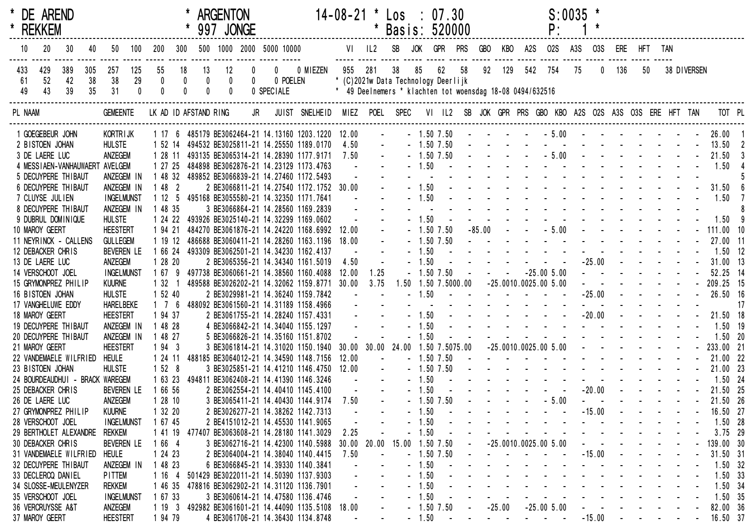| * DE AREND | * ARGENTON | 14-08-21 * Los : 07.30 | S:0035 * |
|---|---|---|---|
| * REKKEM | * 997 JONGE | * Basis: 520000 | P: 1 * |

| 10 | 20 | 30 | 40 | 50 | 100 | 200 | 300 | 500 | 1000 | 2000 | 5000 | 10000 | |
|---|---|---|---|---|---|---|---|---|---|---|---|---|---|
| 433 | 429 | 389 | 305 | 257 | 125 | 55 | 18 | 13 | 12 | 0 | 0 | 0 | MIEZEN |
| 61 | 52 | 42 | 38 | 38 | 29 | 0 | 0 | 0 | 0 | 0 | 0 | | POELEN |
| 49 | 43 | 39 | 35 | 31 | 0 | 0 | 0 | 0 | 0 | 0 | | | SPECIALE |

| VI | IL2 | SB | JOK | GPR | PRS | GBO | KBO | A2S | O2S | A3S | O3S | ERE | HFT | TAN | |
|---|---|---|---|---|---|---|---|---|---|---|---|---|---|---|---|
| 955 | 281 | 38 | 85 | 62 | 58 | 92 | 129 | 542 | 754 | 75 | 0 | 136 | 50 | 38 | DIVERSEN |

* (C)2021w Data Technology Deerlijk
* 49 Deelnemers * klachten tot woensdag 18-08 0494/632516

| PL | NAAM | GEMEENTE | LK | AD | ID | AFSTAND | RING | JR | JUIST | SNELHEID | MIEZ | POEL | SPEC | VI | IL2 | SB | JOK | GPR | PRS | GBO | KBO | A2S | O2S | A3S | O3S | ERE | HFT | TAN | TOT | PL |
|---|---|---|---|---|---|---|---|---|---|---|---|---|---|---|---|---|---|---|---|---|---|---|---|---|---|---|---|---|---|---|
| 1 | GOEGEBEUR JOHN | KORTRIJK | 1 | 17 | 6 | 485179 | BE3062464 | 21 | 14.13160 | 1203.1220 | 12.00 | - | - | 1.50 | 7.50 | - | - | - | - | - | 5.00 | - | - | - | - | - | - | - | 26.00 | 1 |
| 2 | BISTOEN JOHAN | HULSTE | 1 | 52 | 14 | 494532 | BE3025811 | 21 | 14.25550 | 1189.0170 | 4.50 | - | - | 1.50 | 7.50 | - | - | - | - | - | - | - | - | - | - | - | - | - | 13.50 | 2 |
| 3 | DE LAERE LUC | ANZEGEM | 1 | 28 | 11 | 493135 | BE3065314 | 21 | 14.28390 | 1177.9171 | 7.50 | - | - | 1.50 | 7.50 | - | - | - | - | - | 5.00 | - | - | - | - | - | - | - | 21.50 | 3 |
| 4 | MESSIAEN-VANHAUWAERT | AVELGEM | 1 | 27 | 25 | 484898 | BE3062876 | 21 | 14.23129 | 1173.4763 | - | - | - | 1.50 | - | - | - | - | - | - | - | - | - | - | - | - | - | - | 1.50 | 4 |
| 5 | DECUYPERE THIBAUT | ANZEGEM IN | 1 | 48 | 32 | 489852 | BE3066839 | 21 | 14.27460 | 1172.5493 | - | - | - | - | - | - | - | - | - | - | - | - | - | - | - | - | - | - | | 5 |
| 6 | DECUYPERE THIBAUT | ANZEGEM IN | 1 | 48 | 2 | 2 | BE3066811 | 21 | 14.27540 | 1172.1752 | 30.00 | - | - | 1.50 | - | - | - | - | - | - | - | - | - | - | - | - | - | - | 31.50 | 6 |
| 7 | CLUYSE JULIEN | INGELMUNST | 1 | 12 | 5 | 495168 | BE3055580 | 21 | 14.32350 | 1171.7641 | - | - | - | 1.50 | - | - | - | - | - | - | - | - | - | - | - | - | - | - | 1.50 | 7 |
| 8 | DECUYPERE THIBAUT | ANZEGEM IN | 1 | 48 | 35 | 3 | BE3066864 | 21 | 14.28560 | 1169.2839 | - | - | - | - | - | - | - | - | - | - | - | - | - | - | - | - | - | - | | 8 |
| 9 | DUBRUL DOMINIQUE | HULSTE | 1 | 24 | 22 | 493926 | BE3025140 | 21 | 14.32299 | 1169.0602 | - | - | - | 1.50 | - | - | - | - | - | - | - | - | - | - | - | - | - | - | 1.50 | 9 |
| 10 | MAROY GEERT | HEESTERT | 1 | 94 | 21 | 484270 | BE3061876 | 21 | 14.24220 | 1168.6992 | 12.00 | - | - | 1.50 | 7.50 | - | 85.00 | - | - | - | 5.00 | - | - | - | - | - | - | - | 111.00 | 10 |
| 11 | NEYRINCK - CALLENS | GULLEGEM | 1 | 19 | 12 | 486688 | BE3060411 | 21 | 14.28260 | 1163.1196 | 18.00 | - | - | 1.50 | 7.50 | - | - | - | - | - | - | - | - | - | - | - | - | - | 27.00 | 11 |
| 12 | DEBACKER CHRIS | BEVEREN LE | 1 | 66 | 24 | 493309 | BE3062501 | 21 | 14.34230 | 1162.4137 | - | - | - | 1.50 | - | - | - | - | - | - | - | - | - | - | - | - | - | - | 1.50 | 12 |
| 13 | DE LAERE LUC | ANZEGEM | 1 | 28 | 20 | 2 | BE3065356 | 21 | 14.34340 | 1161.5019 | 4.50 | - | - | 1.50 | - | - | - | - | - | - | - | - | 25.00 | - | - | - | - | - | 31.00 | 13 |
| 14 | VERSCHOOT JOEL | INGELMUNST | 1 | 67 | 9 | 497738 | BE3060661 | 21 | 14.38560 | 1160.4088 | 12.00 | 1.25 | - | 1.50 | 7.50 | - | - | - | - | 25.00 | 5.00 | - | - | - | - | - | - | - | 52.25 | 14 |
| 15 | GRYMONPREZ PHILIP | KUURNE | 1 | 32 | 1 | 489588 | BE3026202 | 21 | 14.32062 | 1159.8771 | 30.00 | 3.75 | 1.50 | 1.50 | 7.50 | 00.00 | - | 25.00 | 10.00 | 25.00 | 5.00 | - | - | - | - | - | - | - | 209.25 | 15 |
| 16 | BISTOEN JOHAN | HULSTE | 1 | 52 | 40 | 2 | BE3029981 | 21 | 14.36240 | 1159.7842 | - | - | - | 1.50 | - | - | - | - | - | - | - | - | 25.00 | - | - | - | - | - | 26.50 | 16 |
| 17 | VANGHELUWE EDDY | HARELBEKE | 1 | 7 | 6 | 488092 | BE3061560 | 21 | 14.31189 | 1158.4966 | - | - | - | - | - | - | - | - | - | - | - | - | - | - | - | - | - | - | | 17 |
| 18 | MAROY GEERT | HEESTERT | 1 | 94 | 37 | 2 | BE3061755 | 21 | 14.28240 | 1157.4331 | - | - | - | 1.50 | - | - | - | - | - | - | - | - | 20.00 | - | - | - | - | - | 21.50 | 18 |
| 19 | DECUYPERE THIBAUT | ANZEGEM IN | 1 | 48 | 28 | 4 | BE3066842 | 21 | 14.34040 | 1155.1297 | - | - | - | 1.50 | - | - | - | - | - | - | - | - | - | - | - | - | - | - | 1.50 | 19 |
| 20 | DECUYPERE THIBAUT | ANZEGEM IN | 1 | 48 | 27 | 5 | BE3066826 | 21 | 14.35160 | 1151.8702 | - | - | - | 1.50 | - | - | - | - | - | - | - | - | - | - | - | - | - | - | 1.50 | 20 |
| 21 | MAROY GEERT | HEESTERT | 1 | 94 | 3 | 3 | BE3061814 | 21 | 14.31020 | 1150.1940 | 30.00 | 30.00 | 24.00 | 1.50 | 7.50 | 75.00 | - | 25.00 | 10.00 | 25.00 | 5.00 | - | - | - | - | - | - | - | 233.00 | 21 |
| 22 | VANDEMAELE WILFRIED | HEULE | 1 | 24 | 11 | 488185 | BE3064012 | 21 | 14.34590 | 1148.7156 | 12.00 | - | - | 1.50 | 7.50 | - | - | - | - | - | - | - | - | - | - | - | - | - | 21.00 | 22 |
| 23 | BISTOEN JOHAN | HULSTE | 1 | 52 | 8 | 3 | BE3025851 | 21 | 14.41210 | 1146.4750 | 12.00 | - | - | 1.50 | 7.50 | - | - | - | - | - | - | - | - | - | - | - | - | - | 21.00 | 23 |
| 24 | BOURDEAUDHUI - BRACK | WAREGEM | 1 | 63 | 23 | 494811 | BE3062408 | 21 | 14.41390 | 1146.3246 | - | - | - | 1.50 | - | - | - | - | - | - | - | - | - | - | - | - | - | - | 1.50 | 24 |
| 25 | DEBACKER CHRIS | BEVEREN LE | 1 | 66 | 56 | 2 | BE3062554 | 21 | 14.40410 | 1145.4100 | - | - | - | 1.50 | - | - | - | - | - | - | - | - | 20.00 | - | - | - | - | - | 21.50 | 25 |
| 26 | DE LAERE LUC | ANZEGEM | 1 | 28 | 10 | 3 | BE3065411 | 21 | 14.40430 | 1144.9174 | 7.50 | - | - | 1.50 | 7.50 | - | - | - | - | - | 5.00 | - | - | - | - | - | - | - | 21.50 | 26 |
| 27 | GRYMONPREZ PHILIP | KUURNE | 1 | 32 | 20 | 2 | BE3026277 | 21 | 14.38262 | 1142.7313 | - | - | - | 1.50 | - | - | - | - | - | - | - | - | 15.00 | - | - | - | - | - | 16.50 | 27 |
| 28 | VERSCHOOT JOEL | INGELMUNST | 1 | 67 | 45 | 2 | BE4151012 | 21 | 14.45530 | 1141.9065 | - | - | - | 1.50 | - | - | - | - | - | - | - | - | - | - | - | - | - | - | 1.50 | 28 |
| 29 | BERTHOLET ALEXANDRE | REKKEM | 1 | 41 | 19 | 477407 | BE3063608 | 21 | 14.28180 | 1141.3029 | 2.25 | - | - | 1.50 | - | - | - | - | - | - | - | - | - | - | - | - | - | - | 3.75 | 29 |
| 30 | DEBACKER CHRIS | BEVEREN LE | 1 | 66 | 4 | 3 | BE3062716 | 21 | 14.42300 | 1140.5988 | 30.00 | 20.00 | 15.00 | 1.50 | 7.50 | - | - | 25.00 | 10.00 | 25.00 | 5.00 | - | - | - | - | - | - | - | 139.00 | 30 |
| 31 | VANDEMAELE WILFRIED | HEULE | 1 | 24 | 23 | 2 | BE3064004 | 21 | 14.38040 | 1140.4415 | 7.50 | - | - | 1.50 | 7.50 | - | - | - | - | - | - | - | 15.00 | - | - | - | - | - | 31.50 | 31 |
| 32 | DECUYPERE THIBAUT | ANZEGEM IN | 1 | 48 | 23 | 6 | BE3066845 | 21 | 14.39330 | 1140.3841 | - | - | - | 1.50 | - | - | - | - | - | - | - | - | - | - | - | - | - | - | 1.50 | 32 |
| 33 | DECLERCQ DANIEL | PITTEM | 1 | 16 | 4 | 501429 | BE3022011 | 21 | 14.50390 | 1137.9303 | - | - | - | 1.50 | - | - | - | - | - | - | - | - | - | - | - | - | - | - | 1.50 | 33 |
| 34 | SLOSSE-MEULENYZER | REKKEM | 1 | 46 | 35 | 478816 | BE3062902 | 21 | 14.31120 | 1136.7901 | - | - | - | 1.50 | - | - | - | - | - | - | - | - | - | - | - | - | - | - | 1.50 | 34 |
| 35 | VERSCHOOT JOEL | INGELMUNST | 1 | 67 | 33 | 3 | BE3060614 | 21 | 14.47580 | 1136.4746 | - | - | - | 1.50 | - | - | - | - | - | - | - | - | - | - | - | - | - | - | 1.50 | 35 |
| 36 | VERCRUYSSE A&T | ANZEGEM | 1 | 19 | 3 | 492982 | BE3061601 | 21 | 14.44090 | 1135.5108 | 18.00 | - | - | 1.50 | 7.50 | - | - | 25.00 | - | 25.00 | 5.00 | - | - | - | - | - | - | - | 82.00 | 36 |
| 37 | MAROY GEERT | HEESTERT | 1 | 94 | 79 | 4 | BE3061706 | 21 | 14.36430 | 1134.8748 | - | - | - | 1.50 | - | - | - | - | - | - | - | - | - | 15.00 | - | - | - | - | 16.50 | 37 |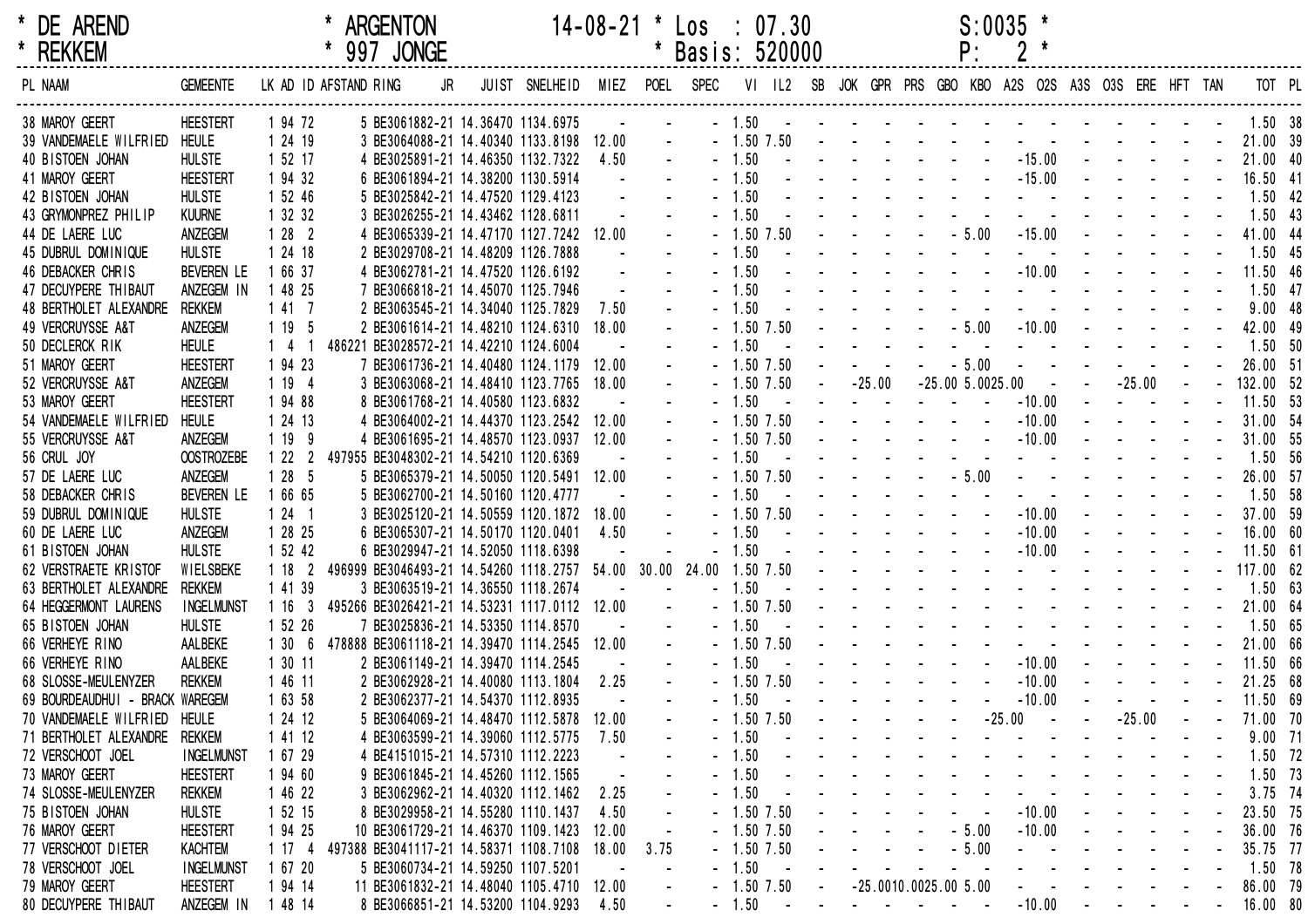```
* DE AREND        * ARGENTON      14-08-21 * Los  : 07.30        S:0035 *
* REKKEM          * 997 JONGE              * Basis: 520000       P:    2 *
```

| PL | NAAM | GEMEENTE | LK | AD | ID | AFSTAND | RING | JR | JUIST | SNELHEID | MIEZ | POEL | SPEC | VI | IL2 | SB | JOK | GPR | PRS | GBO | KBO | A2S | O2S | A3S | O3S | ERE | HFT | TAN | TOT | PL |
|---|---|---|---|---|---|---|---|---|---|---|---|---|---|---|---|---|---|---|---|---|---|---|---|---|---|---|---|---|---|---|
| 38 | MAROY GEERT | HEESTERT | 1 | 94 | 72 | 5 | BE3061882 | 21 | 14.36470 | 1134.6975 | - | - | - | 1.50 | - | - | - | - | - | - | - | - | - | - | - | - | - | - | 1.50 | 38 |
| 39 | VANDEMAELE WILFRIED | HEULE | 1 | 24 | 19 | 3 | BE3064088 | 21 | 14.40340 | 1133.8198 | 12.00 | - | - | 1.50 | 7.50 | - | - | - | - | - | - | - | - | - | - | - | - | - | 21.00 | 39 |
| 40 | BISTOEN JOHAN | HULSTE | 1 | 52 | 17 | 4 | BE3025891 | 21 | 14.46350 | 1132.7322 | 4.50 | - | - | 1.50 | - | - | - | - | - | - | - | - | 15.00 | - | - | - | - | - | 21.00 | 40 |
| 41 | MAROY GEERT | HEESTERT | 1 | 94 | 32 | 6 | BE3061894 | 21 | 14.38200 | 1130.5914 | - | - | - | 1.50 | - | - | - | - | - | - | - | - | 15.00 | - | - | - | - | - | 16.50 | 41 |
| 42 | BISTOEN JOHAN | HULSTE | 1 | 52 | 46 | 5 | BE3025842 | 21 | 14.47520 | 1129.4123 | - | - | - | 1.50 | - | - | - | - | - | - | - | - | - | - | - | - | - | - | 1.50 | 42 |
| 43 | GRYMONPREZ PHILIP | KUURNE | 1 | 32 | 32 | 3 | BE3026255 | 21 | 14.43462 | 1128.6811 | - | - | - | 1.50 | - | - | - | - | - | - | - | - | - | - | - | - | - | - | 1.50 | 43 |
| 44 | DE LAERE LUC | ANZEGEM | 1 | 28 | 2 | 4 | BE3065339 | 21 | 14.47170 | 1127.7242 | 12.00 | - | - | 1.50 | 7.50 | - | - | - | - | - | 5.00 | - | 15.00 | - | - | - | - | - | 41.00 | 44 |
| 45 | DUBRUL DOMINIQUE | HULSTE | 1 | 24 | 18 | 2 | BE3029708 | 21 | 14.48209 | 1126.7888 | - | - | - | 1.50 | - | - | - | - | - | - | - | - | - | - | - | - | - | - | 1.50 | 45 |
| 46 | DEBACKER CHRIS | BEVEREN LE | 1 | 66 | 37 | 4 | BE3062781 | 21 | 14.47520 | 1126.6192 | - | - | - | 1.50 | - | - | - | - | - | - | - | - | 10.00 | - | - | - | - | - | 11.50 | 46 |
| 47 | DECUYPERE THIBAUT | ANZEGEM IN | 1 | 48 | 25 | 7 | BE3066818 | 21 | 14.45070 | 1125.7946 | - | - | - | 1.50 | - | - | - | - | - | - | - | - | - | - | - | - | - | - | 1.50 | 47 |
| 48 | BERTHOLET ALEXANDRE | REKKEM | 1 | 41 | 7 | 2 | BE3063545 | 21 | 14.34040 | 1125.7829 | 7.50 | - | - | 1.50 | - | - | - | - | - | - | - | - | - | - | - | - | - | - | 9.00 | 48 |
| 49 | VERCRUYSSE A&T | ANZEGEM | 1 | 19 | 5 | 2 | BE3061614 | 21 | 14.48210 | 1124.6310 | 18.00 | - | - | 1.50 | 7.50 | - | - | - | - | - | 5.00 | - | 10.00 | - | - | - | - | - | 42.00 | 49 |
| 50 | DECLERCK RIK | HEULE | 1 | 4 | 1 | 486221 | BE3028572 | 21 | 14.42210 | 1124.6004 | - | - | - | 1.50 | - | - | - | - | - | - | - | - | - | - | - | - | - | - | 1.50 | 50 |
| 51 | MAROY GEERT | HEESTERT | 1 | 94 | 23 | 7 | BE3061736 | 21 | 14.40480 | 1124.1179 | 12.00 | - | - | 1.50 | 7.50 | - | - | - | - | - | 5.00 | - | - | - | - | - | - | - | 26.00 | 51 |
| 52 | VERCRUYSSE A&T | ANZEGEM | 1 | 19 | 4 | 3 | BE3063068 | 21 | 14.48410 | 1123.7765 | 18.00 | - | - | 1.50 | 7.50 | - | - | 25.00 | - | 25.00 | 5.00 | 25.00 | - | - | - | 25.00 | - | - | 132.00 | 52 |
| 53 | MAROY GEERT | HEESTERT | 1 | 94 | 88 | 8 | BE3061768 | 21 | 14.40580 | 1123.6832 | - | - | - | 1.50 | - | - | - | - | - | - | - | - | 10.00 | - | - | - | - | - | 11.50 | 53 |
| 54 | VANDEMAELE WILFRIED | HEULE | 1 | 24 | 13 | 4 | BE3064002 | 21 | 14.44370 | 1123.2542 | 12.00 | - | - | 1.50 | 7.50 | - | - | - | - | - | - | - | 10.00 | - | - | - | - | - | 31.00 | 54 |
| 55 | VERCRUYSSE A&T | ANZEGEM | 1 | 19 | 9 | 4 | BE3061695 | 21 | 14.48570 | 1123.0937 | 12.00 | - | - | 1.50 | 7.50 | - | - | - | - | - | - | - | 10.00 | - | - | - | - | - | 31.00 | 55 |
| 56 | CRUL JOY | OOSTROZEBE | 1 | 22 | 2 | 497955 | BE3048302 | 21 | 14.54210 | 1120.6369 | - | - | - | 1.50 | - | - | - | - | - | - | - | - | - | - | - | - | - | - | 1.50 | 56 |
| 57 | DE LAERE LUC | ANZEGEM | 1 | 28 | 5 | 5 | BE3065379 | 21 | 14.50050 | 1120.5491 | 12.00 | - | - | 1.50 | 7.50 | - | - | - | - | - | 5.00 | - | - | - | - | - | - | - | 26.00 | 57 |
| 58 | DEBACKER CHRIS | BEVEREN LE | 1 | 66 | 65 | 5 | BE3062700 | 21 | 14.50160 | 1120.4777 | - | - | - | 1.50 | - | - | - | - | - | - | - | - | - | - | - | - | - | - | 1.50 | 58 |
| 59 | DUBRUL DOMINIQUE | HULSTE | 1 | 24 | 1 | 3 | BE3025120 | 21 | 14.50559 | 1120.1872 | 18.00 | - | - | 1.50 | 7.50 | - | - | - | - | - | - | - | 10.00 | - | - | - | - | - | 37.00 | 59 |
| 60 | DE LAERE LUC | ANZEGEM | 1 | 28 | 25 | 6 | BE3065307 | 21 | 14.50170 | 1120.0401 | 4.50 | - | - | 1.50 | - | - | - | - | - | - | - | - | 10.00 | - | - | - | - | - | 16.00 | 60 |
| 61 | BISTOEN JOHAN | HULSTE | 1 | 52 | 42 | 6 | BE3029947 | 21 | 14.52050 | 1118.6398 | - | - | - | 1.50 | - | - | - | - | - | - | - | - | 10.00 | - | - | - | - | - | 11.50 | 61 |
| 62 | VERSTRAETE KRISTOF | WIELSBEKE | 1 | 18 | 2 | 496999 | BE3046493 | 21 | 14.54260 | 1118.2757 | 54.00 | 30.00 | 24.00 | 1.50 | 7.50 | - | - | - | - | - | - | - | - | - | - | - | - | - | 117.00 | 62 |
| 63 | BERTHOLET ALEXANDRE | REKKEM | 1 | 41 | 39 | 3 | BE3063519 | 21 | 14.36550 | 1118.2674 | - | - | - | 1.50 | - | - | - | - | - | - | - | - | - | - | - | - | - | - | 1.50 | 63 |
| 64 | HEGGERMONT LAURENS | INGELMUNST | 1 | 16 | 3 | 495266 | BE3026421 | 21 | 14.53231 | 1117.0112 | 12.00 | - | - | 1.50 | 7.50 | - | - | - | - | - | - | - | - | - | - | - | - | - | 21.00 | 64 |
| 65 | BISTOEN JOHAN | HULSTE | 1 | 52 | 26 | 7 | BE3025836 | 21 | 14.53350 | 1114.8570 | - | - | - | 1.50 | - | - | - | - | - | - | - | - | - | - | - | - | - | - | 1.50 | 65 |
| 66 | VERHEYE RINO | AALBEKE | 1 | 30 | 6 | 478888 | BE3061118 | 21 | 14.39470 | 1114.2545 | 12.00 | - | - | 1.50 | 7.50 | - | - | - | - | - | - | - | - | - | - | - | - | - | 21.00 | 66 |
| 66 | VERHEYE RINO | AALBEKE | 1 | 30 | 11 | 2 | BE3061149 | 21 | 14.39470 | 1114.2545 | - | - | - | 1.50 | - | - | - | - | - | - | - | - | 10.00 | - | - | - | - | - | 11.50 | 66 |
| 68 | SLOSSE-MEULENYZER | REKKEM | 1 | 46 | 11 | 2 | BE3062928 | 21 | 14.40080 | 1113.1804 | 2.25 | - | - | 1.50 | 7.50 | - | - | - | - | - | - | - | 10.00 | - | - | - | - | - | 21.25 | 68 |
| 69 | BOURDEAUDHUI - BRACK | WAREGEM | 1 | 63 | 58 | 2 | BE3062377 | 21 | 14.54370 | 1112.8935 | - | - | - | 1.50 | - | - | - | - | - | - | - | - | 10.00 | - | - | - | - | - | 11.50 | 69 |
| 70 | VANDEMAELE WILFRIED | HEULE | 1 | 24 | 12 | 5 | BE3064069 | 21 | 14.48470 | 1112.5878 | 12.00 | - | - | 1.50 | 7.50 | - | - | - | - | - | - | 25.00 | - | - | - | 25.00 | - | - | 71.00 | 70 |
| 71 | BERTHOLET ALEXANDRE | REKKEM | 1 | 41 | 12 | 4 | BE3063599 | 21 | 14.39060 | 1112.5775 | 7.50 | - | - | 1.50 | - | - | - | - | - | - | - | - | - | - | - | - | - | - | 9.00 | 71 |
| 72 | VERSCHOOT JOEL | INGELMUNST | 1 | 67 | 29 | 4 | BE4151015 | 21 | 14.57310 | 1112.2223 | - | - | - | 1.50 | - | - | - | - | - | - | - | - | - | - | - | - | - | - | 1.50 | 72 |
| 73 | MAROY GEERT | HEESTERT | 1 | 94 | 60 | 9 | BE3061845 | 21 | 14.45260 | 1112.1565 | - | - | - | 1.50 | - | - | - | - | - | - | - | - | - | - | - | - | - | - | 1.50 | 73 |
| 74 | SLOSSE-MEULENYZER | REKKEM | 1 | 46 | 22 | 3 | BE3062962 | 21 | 14.40320 | 1112.1462 | 2.25 | - | - | 1.50 | - | - | - | - | - | - | - | - | - | - | - | - | - | - | 3.75 | 74 |
| 75 | BISTOEN JOHAN | HULSTE | 1 | 52 | 15 | 8 | BE3029958 | 21 | 14.55280 | 1110.1437 | 4.50 | - | - | 1.50 | 7.50 | - | - | - | - | - | - | - | 10.00 | - | - | - | - | - | 23.50 | 75 |
| 76 | MAROY GEERT | HEESTERT | 1 | 94 | 14 | 10 | BE3061729 | 21 | 14.46370 | 1109.1423 | 12.00 | - | - | 1.50 | 7.50 | - | - | - | - | - | 5.00 | - | 10.00 | - | - | - | - | - | 36.00 | 76 |
| 77 | VERSCHOOT DIETER | KACHTEM | 1 | 17 | 4 | 497388 | BE3041117 | 21 | 14.58371 | 1108.7108 | 18.00 | 3.75 | - | 1.50 | 7.50 | - | - | - | - | - | 5.00 | - | - | - | - | - | - | - | 35.75 | 77 |
| 78 | VERSCHOOT JOEL | INGELMUNST | 1 | 67 | 20 | 5 | BE3060734 | 21 | 14.59250 | 1107.5201 | - | - | - | 1.50 | - | - | - | - | - | - | - | - | - | - | - | - | - | - | 1.50 | 78 |
| 79 | MAROY GEERT | HEESTERT | 1 | 94 | 14 | 11 | BE3061832 | 21 | 14.48040 | 1105.4710 | 12.00 | - | - | 1.50 | 7.50 | - | - | 25.00 | 10.00 | 25.00 | 5.00 | - | - | - | - | - | - | - | 86.00 | 79 |
| 80 | DECUYPERE THIBAUT | ANZEGEM IN | 1 | 48 | 14 | 8 | BE3066851 | 21 | 14.53200 | 1104.9293 | 4.50 | - | - | 1.50 | - | - | - | - | - | - | - | - | 10.00 | - | - | - | - | - | 16.00 | 80 |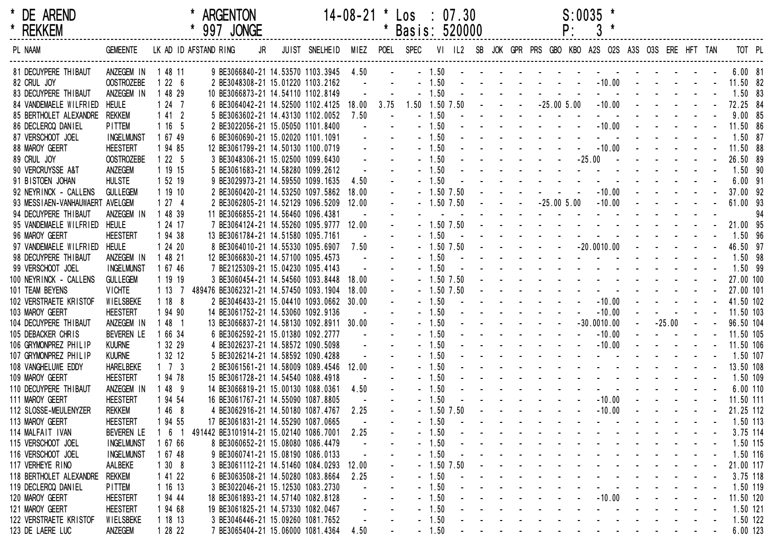\* DE AREND \* ARGENTON 14-08-21 \* Los : 07.30 S:0035 \*

\* REKKEM \* 997 JONGE \* Basis: 520000 P: 3 \*

| PL | NAAM | GEMEENTE | LK | AD | ID | AFSTAND | RING | JR | JUIST | SNELHEID | MIEZ | POEL | SPEC | VI | IL2 | SB | JOK | GPR | PRS | GBO | KBO | A2S | O2S | A3S | O3S | ERE | HFT | TAN | TOT | PL |
|---|---|---|---|---|---|---|---|---|---|---|---|---|---|---|---|---|---|---|---|---|---|---|---|---|---|---|---|---|---|---|
| 81 | DECUYPERE THIBAUT | ANZEGEM IN | 1 | 48 | 11 | 9 | BE3066840-21 | | 14.53570 | 1103.3945 | 4.50 | - | - | 1.50 | - | - | - | - | - | - | - | - | - | - | - | - | - | - | 6.00 | 81 |
| 82 | CRUL JOY | OOSTROZEBE | 1 | 22 | 6 | 2 | BE3048308-21 | | 15.01220 | 1103.2162 | - | - | - | 1.50 | - | - | - | - | - | - | - | - | -10.00 | - | - | - | - | - | 11.50 | 82 |
| 83 | DECUYPERE THIBAUT | ANZEGEM IN | 1 | 48 | 29 | 10 | BE3066873-21 | | 14.54110 | 1102.8149 | - | - | - | 1.50 | - | - | - | - | - | - | - | - | - | - | - | - | - | - | 1.50 | 83 |
| 84 | VANDEMAELE WILFRIED | HEULE | 1 | 24 | 7 | 6 | BE3064042-21 | | 14.52500 | 1102.4125 | 18.00 | 3.75 | 1.50 | 1.50 | 7.50 | - | - | - | - | -25.00 | 5.00 | - | -10.00 | - | - | - | - | - | 72.25 | 84 |
| 85 | BERTHOLET ALEXANDRE | REKKEM | 1 | 41 | 2 | 5 | BE3063602-21 | | 14.43130 | 1102.0052 | 7.50 | - | - | 1.50 | - | - | - | - | - | - | - | - | - | - | - | - | - | - | 9.00 | 85 |
| 86 | DECLERCQ DANIEL | PITTEM | 1 | 16 | 5 | 2 | BE3022056-21 | | 15.05050 | 1101.8400 | - | - | - | 1.50 | - | - | - | - | - | - | - | - | -10.00 | - | - | - | - | - | 11.50 | 86 |
| 87 | VERSCHOOT JOEL | INGELMUNST | 1 | 67 | 49 | 6 | BE3060690-21 | | 15.02020 | 1101.1091 | - | - | - | 1.50 | - | - | - | - | - | - | - | - | - | - | - | - | - | - | 1.50 | 87 |
| 88 | MAROY GEERT | HEESTERT | 1 | 94 | 85 | 12 | BE3061799-21 | | 14.50130 | 1100.0719 | - | - | - | 1.50 | - | - | - | - | - | - | - | - | -10.00 | - | - | - | - | - | 11.50 | 88 |
| 89 | CRUL JOY | OOSTROZEBE | 1 | 22 | 5 | 3 | BE3048306-21 | | 15.02500 | 1099.6430 | - | - | - | 1.50 | - | - | - | - | - | - | - | -25.00 | - | - | - | - | - | - | 26.50 | 89 |
| 90 | VERCRUYSSE A&T | ANZEGEM | 1 | 19 | 15 | 5 | BE3061683-21 | | 14.58280 | 1099.2612 | - | - | - | 1.50 | - | - | - | - | - | - | - | - | - | - | - | - | - | - | 1.50 | 90 |
| 91 | BISTOEN JOHAN | HULSTE | 1 | 52 | 19 | 9 | BE3029973-21 | | 14.59550 | 1099.1635 | 4.50 | - | - | 1.50 | - | - | - | - | - | - | - | - | - | - | - | - | - | - | 6.00 | 91 |
| 92 | NEYRINCK - CALLENS | GULLEGEM | 1 | 19 | 10 | 2 | BE3060420-21 | | 14.53250 | 1097.5862 | 18.00 | - | - | 1.50 | 7.50 | - | - | - | - | - | - | - | -10.00 | - | - | - | - | - | 37.00 | 92 |
| 93 | MESSIAEN-VANHAUWAERT | AVELGEM | 1 | 27 | 4 | 2 | BE3062805-21 | | 14.52129 | 1096.5209 | 12.00 | - | - | 1.50 | 7.50 | - | - | - | - | -25.00 | 5.00 | - | -10.00 | - | - | - | - | - | 61.00 | 93 |
| 94 | DECUYPERE THIBAUT | ANZEGEM IN | 1 | 48 | 39 | 11 | BE3066855-21 | | 14.56460 | 1096.4381 | - | - | - | - | - | - | - | - | - | - | - | - | - | - | - | - | - | - | | 94 |
| 95 | VANDEMAELE WILFRIED | HEULE | 1 | 24 | 17 | 7 | BE3064124-21 | | 14.55260 | 1095.9777 | 12.00 | - | - | 1.50 | 7.50 | - | - | - | - | - | - | - | - | - | - | - | - | - | 21.00 | 95 |
| 96 | MAROY GEERT | HEESTERT | 1 | 94 | 38 | 13 | BE3061784-21 | | 14.51580 | 1095.7161 | - | - | - | 1.50 | - | - | - | - | - | - | - | - | - | - | - | - | - | - | 1.50 | 96 |
| 97 | VANDEMAELE WILFRIED | HEULE | 1 | 24 | 20 | 8 | BE3064010-21 | | 14.55330 | 1095.6907 | 7.50 | - | - | 1.50 | 7.50 | - | - | - | - | - | - | -20.00 | 10.00 | - | - | - | - | - | 46.50 | 97 |
| 98 | DECUYPERE THIBAUT | ANZEGEM IN | 1 | 48 | 21 | 12 | BE3066830-21 | | 14.57100 | 1095.4573 | - | - | - | 1.50 | - | - | - | - | - | - | - | - | - | - | - | - | - | - | 1.50 | 98 |
| 99 | VERSCHOOT JOEL | INGELMUNST | 1 | 67 | 46 | 7 | BE2125309-21 | | 15.04230 | 1095.4143 | - | - | - | 1.50 | - | - | - | - | - | - | - | - | - | - | - | - | - | - | 1.50 | 99 |
| 100 | NEYRINCK - CALLENS | GULLEGEM | 1 | 19 | 19 | 3 | BE3060454-21 | | 14.54560 | 1093.8448 | 18.00 | - | - | 1.50 | 7.50 | - | - | - | - | - | - | - | - | - | - | - | - | - | 27.00 | 100 |
| 101 | TEAM BEYENS | VICHTE | 1 | 13 | 7 | 489476 | BE3062321-21 | | 14.57450 | 1093.1904 | 18.00 | - | - | 1.50 | 7.50 | - | - | - | - | - | - | - | - | - | - | - | - | - | 27.00 | 101 |
| 102 | VERSTRAETE KRISTOF | WIELSBEKE | 1 | 18 | 8 | 2 | BE3046433-21 | | 15.04410 | 1093.0662 | 30.00 | - | - | 1.50 | - | - | - | - | - | - | - | - | -10.00 | - | - | - | - | - | 41.50 | 102 |
| 103 | MAROY GEERT | HEESTERT | 1 | 94 | 90 | 14 | BE3061752-21 | | 14.53060 | 1092.9136 | - | - | - | 1.50 | - | - | - | - | - | - | - | - | -10.00 | - | - | - | - | - | 11.50 | 103 |
| 104 | DECUYPERE THIBAUT | ANZEGEM IN | 1 | 48 | 1 | 13 | BE3066837-21 | | 14.58130 | 1092.8911 | 30.00 | - | - | 1.50 | - | - | - | - | - | - | - | -30.00 | 10.00 | - | -25.00 | - | - | - | 96.50 | 104 |
| 105 | DEBACKER CHRIS | BEVEREN LE | 1 | 66 | 34 | 6 | BE3062592-21 | | 15.01380 | 1092.2777 | - | - | - | 1.50 | - | - | - | - | - | - | - | - | -10.00 | - | - | - | - | - | 11.50 | 105 |
| 106 | GRYMONPREZ PHILIP | KUURNE | 1 | 32 | 29 | 4 | BE3026237-21 | | 14.58572 | 1090.5098 | - | - | - | 1.50 | - | - | - | - | - | - | - | - | -10.00 | - | - | - | - | - | 11.50 | 106 |
| 107 | GRYMONPREZ PHILIP | KUURNE | 1 | 32 | 12 | 5 | BE3026214-21 | | 14.58592 | 1090.4288 | - | - | - | 1.50 | - | - | - | - | - | - | - | - | - | - | - | - | - | - | 1.50 | 107 |
| 108 | VANGHELUWE EDDY | HARELBEKE | 1 | 7 | 3 | 2 | BE3061561-21 | | 14.58009 | 1089.4546 | 12.00 | - | - | 1.50 | - | - | - | - | - | - | - | - | - | - | - | - | - | - | 13.50 | 108 |
| 109 | MAROY GEERT | HEESTERT | 1 | 94 | 78 | 15 | BE3061728-21 | | 14.54540 | 1088.4918 | - | - | - | 1.50 | - | - | - | - | - | - | - | - | - | - | - | - | - | - | 1.50 | 109 |
| 110 | DECUYPERE THIBAUT | ANZEGEM IN | 1 | 48 | 9 | 14 | BE3066819-21 | | 15.00130 | 1088.0361 | 4.50 | - | - | 1.50 | - | - | - | - | - | - | - | - | - | - | - | - | - | - | 6.00 | 110 |
| 111 | MAROY GEERT | HEESTERT | 1 | 94 | 54 | 16 | BE3061767-21 | | 14.55090 | 1087.8805 | - | - | - | 1.50 | - | - | - | - | - | - | - | - | -10.00 | - | - | - | - | - | 11.50 | 111 |
| 112 | SLOSSE-MEULENYZER | REKKEM | 1 | 46 | 8 | 4 | BE3062916-21 | | 14.50180 | 1087.4767 | 2.25 | - | - | 1.50 | 7.50 | - | - | - | - | - | - | - | -10.00 | - | - | - | - | - | 21.25 | 112 |
| 113 | MAROY GEERT | HEESTERT | 1 | 94 | 55 | 17 | BE3061831-21 | | 14.55290 | 1087.0665 | - | - | - | 1.50 | - | - | - | - | - | - | - | - | - | - | - | - | - | - | 1.50 | 113 |
| 114 | MALFAIT IVAN | BEVEREN LE | 1 | 6 | 1 | 491442 | BE3101914-21 | | 15.02140 | 1086.7001 | 2.25 | - | - | 1.50 | - | - | - | - | - | - | - | - | - | - | - | - | - | - | 3.75 | 114 |
| 115 | VERSCHOOT JOEL | INGELMUNST | 1 | 67 | 66 | 8 | BE3060652-21 | | 15.08080 | 1086.4479 | - | - | - | 1.50 | - | - | - | - | - | - | - | - | - | - | - | - | - | - | 1.50 | 115 |
| 116 | VERSCHOOT JOEL | INGELMUNST | 1 | 67 | 48 | 9 | BE3060741-21 | | 15.08190 | 1086.0133 | - | - | - | 1.50 | - | - | - | - | - | - | - | - | - | - | - | - | - | - | 1.50 | 116 |
| 117 | VERHEYE RINO | AALBEKE | 1 | 30 | 8 | 3 | BE3061112-21 | | 14.51460 | 1084.0293 | 12.00 | - | - | 1.50 | 7.50 | - | - | - | - | - | - | - | - | - | - | - | - | - | 21.00 | 117 |
| 118 | BERTHOLET ALEXANDRE | REKKEM | 1 | 41 | 22 | 6 | BE3063508-21 | | 14.50280 | 1083.8664 | 2.25 | - | - | 1.50 | - | - | - | - | - | - | - | - | - | - | - | - | - | - | 3.75 | 118 |
| 119 | DECLERCQ DANIEL | PITTEM | 1 | 16 | 13 | 3 | BE3022046-21 | | 15.12530 | 1083.2730 | - | - | - | 1.50 | - | - | - | - | - | - | - | - | - | - | - | - | - | - | 1.50 | 119 |
| 120 | MAROY GEERT | HEESTERT | 1 | 94 | 44 | 18 | BE3061893-21 | | 14.57140 | 1082.8128 | - | - | - | 1.50 | - | - | - | - | - | - | - | - | -10.00 | - | - | - | - | - | 11.50 | 120 |
| 121 | MAROY GEERT | HEESTERT | 1 | 94 | 68 | 19 | BE3061825-21 | | 14.57330 | 1082.0467 | - | - | - | 1.50 | - | - | - | - | - | - | - | - | - | - | - | - | - | - | 1.50 | 121 |
| 122 | VERSTRAETE KRISTOF | WIELSBEKE | 1 | 18 | 13 | 3 | BE3046446-21 | | 15.09260 | 1081.7652 | - | - | - | 1.50 | - | - | - | - | - | - | - | - | - | - | - | - | - | - | 1.50 | 122 |
| 123 | DE LAERE LUC | ANZEGEM | 1 | 28 | 22 | 7 | BE3065404-21 | | 15.06000 | 1081.4364 | 4.50 | - | - | 1.50 | - | - | - | - | - | - | - | - | - | - | - | - | - | - | 6.00 | 123 |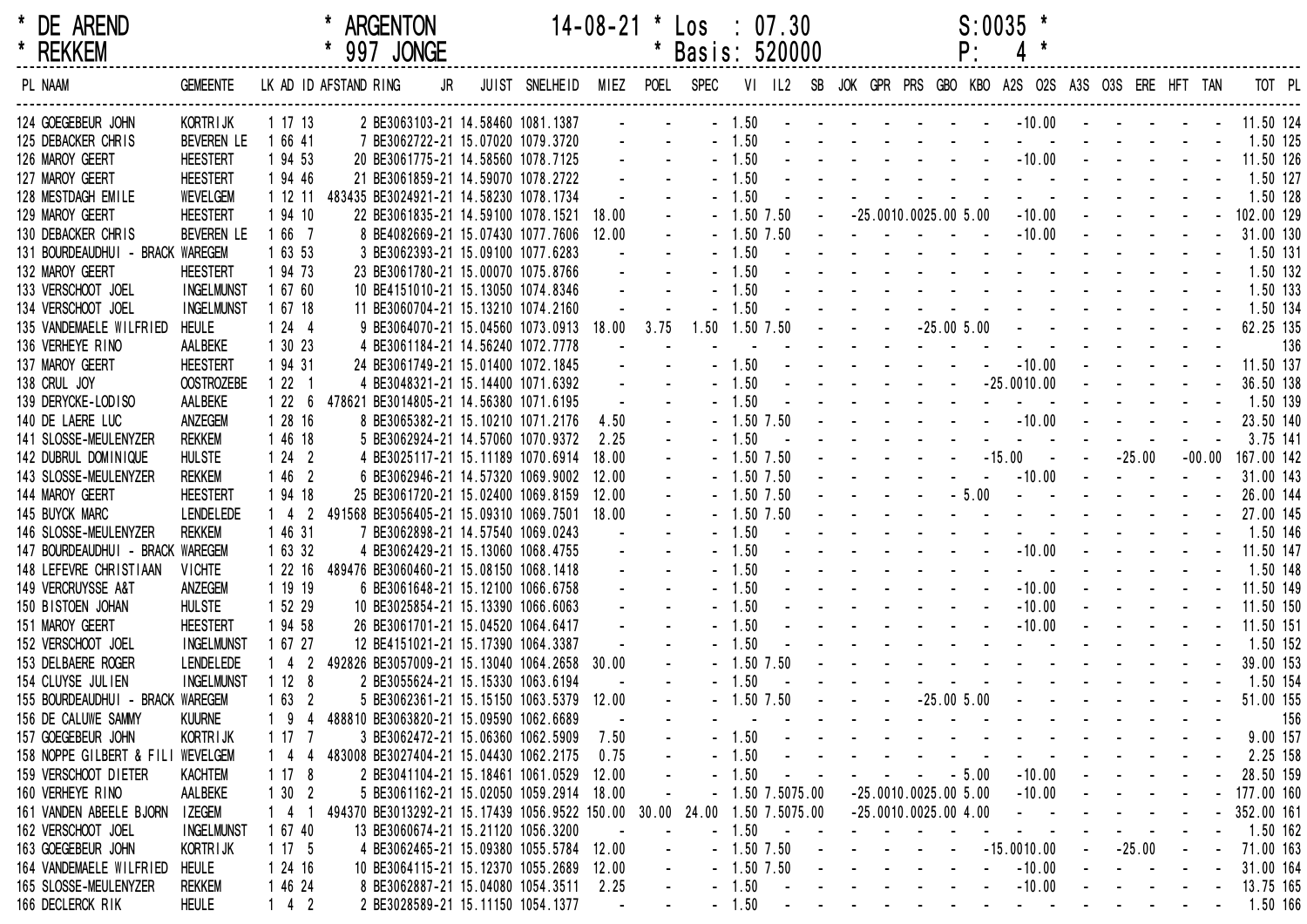\* DE AREND &nbsp;&nbsp;&nbsp;&nbsp; \* ARGENTON &nbsp;&nbsp;&nbsp;&nbsp; 14-08-21 \* Los : 07.30 &nbsp;&nbsp;&nbsp;&nbsp; S:0035 \*
\* REKKEM &nbsp;&nbsp;&nbsp;&nbsp; \* 997 JONGE &nbsp;&nbsp;&nbsp;&nbsp; \* Basis: 520000 &nbsp;&nbsp;&nbsp;&nbsp; P: 4 \*

| PL | NAAM | GEMEENTE | LK | AD | ID | AFSTAND | RING | JR | JUIST | SNELHEID | MIEZ | POEL | SPEC | VI | IL2 | SB | JOK | GPR | PRS | GBO | KBO | A2S | O2S | A3S | O3S | ERE | HFT | TAN | TOT | PL |
|---|---|---|---|---|---|---|---|---|---|---|---|---|---|---|---|---|---|---|---|---|---|---|---|---|---|---|---|---|---|---|
| 124 | GOEGEBEUR JOHN | KORTRIJK | 1 | 17 | 13 | | 2 BE3063103 | 21 | 14.58460 | 1081.1387 | - | - | - | 1.50 | - | - | - | - | - | - | - | - | 10.00 | - | - | - | - | - | 11.50 | 124 |
| 125 | DEBACKER CHRIS | BEVEREN LE | 1 | 66 | 41 | | 7 BE3062722 | 21 | 15.07020 | 1079.3720 | - | - | - | 1.50 | - | - | - | - | - | - | - | - | - | - | - | - | - | - | 1.50 | 125 |
| 126 | MAROY GEERT | HEESTERT | 1 | 94 | 53 | | 20 BE3061775 | 21 | 14.58560 | 1078.7125 | - | - | - | 1.50 | - | - | - | - | - | - | - | - | 10.00 | - | - | - | - | - | 11.50 | 126 |
| 127 | MAROY GEERT | HEESTERT | 1 | 94 | 46 | | 21 BE3061859 | 21 | 14.59070 | 1078.2722 | - | - | - | 1.50 | - | - | - | - | - | - | - | - | - | - | - | - | - | - | 1.50 | 127 |
| 128 | MESTDAGH EMILE | WEVELGEM | 1 | 12 | 11 | 483435 | BE3024921 | 21 | 14.58230 | 1078.1734 | - | - | - | 1.50 | - | - | - | - | - | - | - | - | - | - | - | - | - | - | 1.50 | 128 |
| 129 | MAROY GEERT | HEESTERT | 1 | 94 | 10 | | 22 BE3061835 | 21 | 14.59100 | 1078.1521 | 18.00 | - | - | 1.50 | 7.50 | - | - | 25.00 | 10.00 | 25.00 | 5.00 | - | 10.00 | - | - | - | - | - | 102.00 | 129 |
| 130 | DEBACKER CHRIS | BEVEREN LE | 1 | 66 | 7 | | 8 BE4082669 | 21 | 15.07430 | 1077.7606 | 12.00 | - | - | 1.50 | 7.50 | - | - | - | - | - | - | - | 10.00 | - | - | - | - | - | 31.00 | 130 |
| 131 | BOURDEAUDHUI - BRACK | WAREGEM | 1 | 63 | 53 | | 3 BE3062393 | 21 | 15.09100 | 1077.6283 | - | - | - | 1.50 | - | - | - | - | - | - | - | - | - | - | - | - | - | - | 1.50 | 131 |
| 132 | MAROY GEERT | HEESTERT | 1 | 94 | 73 | | 23 BE3061780 | 21 | 15.00070 | 1075.8766 | - | - | - | 1.50 | - | - | - | - | - | - | - | - | - | - | - | - | - | - | 1.50 | 132 |
| 133 | VERSCHOOT JOEL | INGELMUNST | 1 | 67 | 60 | | 10 BE4151010 | 21 | 15.13050 | 1074.8346 | - | - | - | 1.50 | - | - | - | - | - | - | - | - | - | - | - | - | - | - | 1.50 | 133 |
| 134 | VERSCHOOT JOEL | INGELMUNST | 1 | 67 | 18 | | 11 BE3060704 | 21 | 15.13210 | 1074.2160 | - | - | - | 1.50 | - | - | - | - | - | - | - | - | - | - | - | - | - | - | 1.50 | 134 |
| 135 | VANDEMAELE WILFRIED | HEULE | 1 | 24 | 4 | | 9 BE3064070 | 21 | 15.04560 | 1073.0913 | 18.00 | 3.75 | 1.50 | 1.50 | 7.50 | - | - | - | - | 25.00 | 5.00 | - | - | - | - | - | - | - | 62.25 | 135 |
| 136 | VERHEYE RINO | AALBEKE | 1 | 30 | 23 | | 4 BE3061184 | 21 | 14.56240 | 1072.7778 | - | - | - | - | - | - | - | - | - | - | - | - | - | - | - | - | - | - | | 136 |
| 137 | MAROY GEERT | HEESTERT | 1 | 94 | 31 | | 24 BE3061749 | 21 | 15.01400 | 1072.1845 | - | - | - | 1.50 | - | - | - | - | - | - | - | - | 10.00 | - | - | - | - | - | 11.50 | 137 |
| 138 | CRUL JOY | OOSTROZEBE | 1 | 22 | 1 | | 4 BE3048321 | 21 | 15.14400 | 1071.6392 | - | - | - | 1.50 | - | - | - | - | - | - | - | 25.00 | 10.00 | - | - | - | - | - | 36.50 | 138 |
| 139 | DERYCKE-LODISO | AALBEKE | 1 | 22 | 6 | 478621 | BE3014805 | 21 | 14.56380 | 1071.6195 | - | - | - | 1.50 | - | - | - | - | - | - | - | - | - | - | - | - | - | - | 1.50 | 139 |
| 140 | DE LAERE LUC | ANZEGEM | 1 | 28 | 16 | | 8 BE3065382 | 21 | 15.10210 | 1071.2176 | 4.50 | - | - | 1.50 | 7.50 | - | - | - | - | - | - | - | 10.00 | - | - | - | - | - | 23.50 | 140 |
| 141 | SLOSSE-MEULENYZER | REKKEM | 1 | 46 | 18 | | 5 BE3062924 | 21 | 14.57060 | 1070.9372 | 2.25 | - | - | 1.50 | - | - | - | - | - | - | - | - | - | - | - | - | - | - | 3.75 | 141 |
| 142 | DUBRUL DOMINIQUE | HULSTE | 1 | 24 | 2 | | 4 BE3025117 | 21 | 15.11189 | 1070.6914 | 18.00 | - | - | 1.50 | 7.50 | - | - | - | - | - | - | 15.00 | - | - | - | 25.00 | - | 00.00 | 167.00 | 142 |
| 143 | SLOSSE-MEULENYZER | REKKEM | 1 | 46 | 2 | | 6 BE3062946 | 21 | 14.57320 | 1069.9002 | 12.00 | - | - | 1.50 | 7.50 | - | - | - | - | - | - | - | 10.00 | - | - | - | - | - | 31.00 | 143 |
| 144 | MAROY GEERT | HEESTERT | 1 | 94 | 18 | | 25 BE3061720 | 21 | 15.02400 | 1069.8159 | 12.00 | - | - | 1.50 | 7.50 | - | - | - | - | - | 5.00 | - | - | - | - | - | - | - | 26.00 | 144 |
| 145 | BUYCK MARC | LENDELEDE | 1 | 4 | 2 | 491568 | BE3056405 | 21 | 15.09310 | 1069.7501 | 18.00 | - | - | 1.50 | 7.50 | - | - | - | - | - | - | - | - | - | - | - | - | - | 27.00 | 145 |
| 146 | SLOSSE-MEULENYZER | REKKEM | 1 | 46 | 31 | | 7 BE3062898 | 21 | 14.57540 | 1069.0243 | - | - | - | 1.50 | - | - | - | - | - | - | - | - | - | - | - | - | - | - | 1.50 | 146 |
| 147 | BOURDEAUDHUI - BRACK | WAREGEM | 1 | 63 | 32 | | 4 BE3062429 | 21 | 15.13060 | 1068.4755 | - | - | - | 1.50 | - | - | - | - | - | - | - | - | 10.00 | - | - | - | - | - | 11.50 | 147 |
| 148 | LEFEVRE CHRISTIAAN | VICHTE | 1 | 22 | 16 | 489476 | BE3060460 | 21 | 15.08150 | 1068.1418 | - | - | - | 1.50 | - | - | - | - | - | - | - | - | - | - | - | - | - | - | 1.50 | 148 |
| 149 | VERCRUYSSE A&T | ANZEGEM | 1 | 19 | 19 | | 6 BE3061648 | 21 | 15.12100 | 1066.6758 | - | - | - | 1.50 | - | - | - | - | - | - | - | - | 10.00 | - | - | - | - | - | 11.50 | 149 |
| 150 | BISTOEN JOHAN | HULSTE | 1 | 52 | 29 | | 10 BE3025854 | 21 | 15.13390 | 1066.6063 | - | - | - | 1.50 | - | - | - | - | - | - | - | - | 10.00 | - | - | - | - | - | 11.50 | 150 |
| 151 | MAROY GEERT | HEESTERT | 1 | 94 | 58 | | 26 BE3061701 | 21 | 15.04520 | 1064.6417 | - | - | - | 1.50 | - | - | - | - | - | - | - | - | 10.00 | - | - | - | - | - | 11.50 | 151 |
| 152 | VERSCHOOT JOEL | INGELMUNST | 1 | 67 | 27 | | 12 BE4151021 | 21 | 15.17390 | 1064.3387 | - | - | - | 1.50 | - | - | - | - | - | - | - | - | - | - | - | - | - | - | 1.50 | 152 |
| 153 | DELBAERE ROGER | LENDELEDE | 1 | 4 | 2 | 492826 | BE3057009 | 21 | 15.13040 | 1064.2658 | 30.00 | - | - | 1.50 | 7.50 | - | - | - | - | - | - | - | - | - | - | - | - | - | 39.00 | 153 |
| 154 | CLUYSE JULIEN | INGELMUNST | 1 | 12 | 8 | | 2 BE3055624 | 21 | 15.15330 | 1063.6194 | - | - | - | 1.50 | - | - | - | - | - | - | - | - | - | - | - | - | - | - | 1.50 | 154 |
| 155 | BOURDEAUDHUI - BRACK | WAREGEM | 1 | 63 | 2 | | 5 BE3062361 | 21 | 15.15150 | 1063.5379 | 12.00 | - | - | 1.50 | 7.50 | - | - | - | - | 25.00 | 5.00 | - | - | - | - | - | - | - | 51.00 | 155 |
| 156 | DE CALUWE SAMMY | KUURNE | 1 | 9 | 4 | 488810 | BE3063820 | 21 | 15.09590 | 1062.6689 | - | - | - | - | - | - | - | - | - | - | - | - | - | - | - | - | - | - | | 156 |
| 157 | GOEGEBEUR JOHN | KORTRIJK | 1 | 17 | 7 | | 3 BE3062472 | 21 | 15.06360 | 1062.5909 | 7.50 | - | - | 1.50 | - | - | - | - | - | - | - | - | - | - | - | - | - | - | 9.00 | 157 |
| 158 | NOPPE GILBERT & FILI | WEVELGEM | 1 | 4 | 4 | 483008 | BE3027404 | 21 | 15.04430 | 1062.2175 | 0.75 | - | - | 1.50 | - | - | - | - | - | - | - | - | - | - | - | - | - | - | 2.25 | 158 |
| 159 | VERSCHOOT DIETER | KACHTEM | 1 | 17 | 8 | | 2 BE3041104 | 21 | 15.18461 | 1061.0529 | 12.00 | - | - | 1.50 | - | - | - | - | - | - | 5.00 | - | 10.00 | - | - | - | - | - | 28.50 | 159 |
| 160 | VERHEYE RINO | AALBEKE | 1 | 30 | 2 | | 5 BE3061162 | 21 | 15.02050 | 1059.2914 | 18.00 | - | - | 1.50 | 7.50 | 75.00 | - | 25.00 | 10.00 | 25.00 | 5.00 | - | 10.00 | - | - | - | - | - | 177.00 | 160 |
| 161 | VANDEN ABEELE BJORN | IZEGEM | 1 | 4 | 1 | 494370 | BE3013292 | 21 | 15.17439 | 1056.9522 | 150.00 | 30.00 | 24.00 | 1.50 | 7.50 | 75.00 | - | 25.00 | 10.00 | 25.00 | 4.00 | - | - | - | - | - | - | - | 352.00 | 161 |
| 162 | VERSCHOOT JOEL | INGELMUNST | 1 | 67 | 40 | | 13 BE3060674 | 21 | 15.21120 | 1056.3200 | - | - | - | 1.50 | - | - | - | - | - | - | - | - | - | - | - | - | - | - | 1.50 | 162 |
| 163 | GOEGEBEUR JOHN | KORTRIJK | 1 | 17 | 5 | | 4 BE3062465 | 21 | 15.09380 | 1055.5784 | 12.00 | - | - | 1.50 | 7.50 | - | - | - | - | - | - | 15.00 | 10.00 | - | - | 25.00 | - | - | 71.00 | 163 |
| 164 | VANDEMAELE WILFRIED | HEULE | 1 | 24 | 16 | | 10 BE3064115 | 21 | 15.12370 | 1055.2689 | 12.00 | - | - | 1.50 | 7.50 | - | - | - | - | - | - | - | 10.00 | - | - | - | - | - | 31.00 | 164 |
| 165 | SLOSSE-MEULENYZER | REKKEM | 1 | 46 | 24 | | 8 BE3062887 | 21 | 15.04080 | 1054.3511 | 2.25 | - | - | 1.50 | - | - | - | - | - | - | - | - | 10.00 | - | - | - | - | - | 13.75 | 165 |
| 166 | DECLERCK RIK | HEULE | 1 | 4 | 2 | | 2 BE3028589 | 21 | 15.11150 | 1054.1377 | - | - | - | 1.50 | - | - | - | - | - | - | - | - | - | - | - | - | - | - | 1.50 | 166 |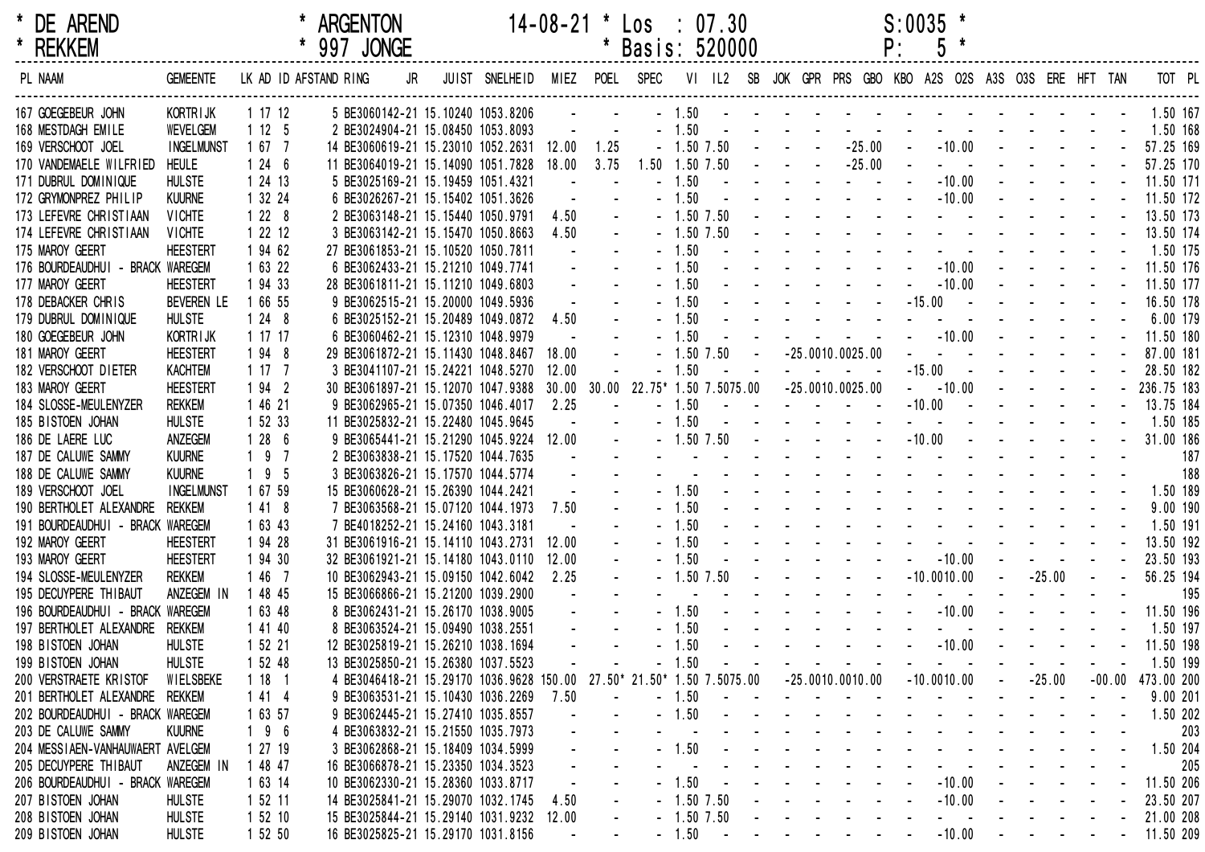**DE AREND** — **REKKEM**

**ARGENTON** — **997 JONGE**

14-08-21 * Los : 07.30 * Basis: 520000

S:0035

| PL | NAAM | GEMEENTE | LK | AD | ID | AFSTAND | RING JR | JUIST | SNELHEID | MIEZ | POEL | SPEC | VI | IL2 | SB | JOK | GPR | PRS | GBO | KBO | A2S | O2S | A3S | O3S | ERE | HFT | TAN | TOT | PL |
|---|---|---|---|---|---|---|---|---|---|---|---|---|---|---|---|---|---|---|---|---|---|---|---|---|---|---|---|---|---|
| 167 | GOEGEBEUR JOHN | KORTRIJK | 1 | 17 | 12 | 5 | BE3060142-21 | 15.10240 | 1053.8206 | - | - | - | 1.50 | - | - | - | - | - | - | - | - | - | - | - | - | - | - | 1.50 | 167 |
| 168 | MESTDAGH EMILE | WEVELGEM | 1 | 12 | 5 | 2 | BE3024904-21 | 15.08450 | 1053.8093 | - | - | - | 1.50 | - | - | - | - | - | - | - | - | - | - | - | - | - | - | 1.50 | 168 |
| 169 | VERSCHOOT JOEL | INGELMUNST | 1 | 67 | 7 | 14 | BE3060619-21 | 15.23010 | 1052.2631 | 12.00 | 1.25 | - | 1.50 | 7.50 | - | - | - | - | 25.00 | - | - | 10.00 | - | - | - | - | - | 57.25 | 169 |
| 170 | VANDEMAELE WILFRIED | HEULE | 1 | 24 | 6 | 11 | BE3064019-21 | 15.14090 | 1051.7828 | 18.00 | 3.75 | 1.50 | 1.50 | 7.50 | - | - | - | - | 25.00 | - | - | - | - | - | - | - | - | 57.25 | 170 |
| 171 | DUBRUL DOMINIQUE | HULSTE | 1 | 24 | 13 | 5 | BE3025169-21 | 15.19459 | 1051.4321 | - | - | - | 1.50 | - | - | - | - | - | - | - | - | 10.00 | - | - | - | - | - | 11.50 | 171 |
| 172 | GRYMONPREZ PHILIP | KUURNE | 1 | 32 | 24 | 6 | BE3026267-21 | 15.15402 | 1051.3626 | - | - | - | 1.50 | - | - | - | - | - | - | - | - | 10.00 | - | - | - | - | - | 11.50 | 172 |
| 173 | LEFEVRE CHRISTIAAN | VICHTE | 1 | 22 | 8 | 2 | BE3063148-21 | 15.15440 | 1050.9791 | 4.50 | - | - | 1.50 | 7.50 | - | - | - | - | - | - | - | - | - | - | - | - | - | 13.50 | 173 |
| 174 | LEFEVRE CHRISTIAAN | VICHTE | 1 | 22 | 12 | 3 | BE3063142-21 | 15.15470 | 1050.8663 | 4.50 | - | - | 1.50 | 7.50 | - | - | - | - | - | - | - | - | - | - | - | - | - | 13.50 | 174 |
| 175 | MAROY GEERT | HEESTERT | 1 | 94 | 62 | 27 | BE3061853-21 | 15.10520 | 1050.7811 | - | - | - | 1.50 | - | - | - | - | - | - | - | - | - | - | - | - | - | - | 1.50 | 175 |
| 176 | BOURDEAUDHUI - BRACK | WAREGEM | 1 | 63 | 22 | 6 | BE3062433-21 | 15.21210 | 1049.7741 | - | - | - | 1.50 | - | - | - | - | - | - | - | - | 10.00 | - | - | - | - | - | 11.50 | 176 |
| 177 | MAROY GEERT | HEESTERT | 1 | 94 | 33 | 28 | BE3061811-21 | 15.11210 | 1049.6803 | - | - | - | 1.50 | - | - | - | - | - | - | - | - | 10.00 | - | - | - | - | - | 11.50 | 177 |
| 178 | DEBACKER CHRIS | BEVEREN LE | 1 | 66 | 55 | 9 | BE3062515-21 | 15.20000 | 1049.5936 | - | - | - | 1.50 | - | - | - | - | - | - | - | 15.00 | - | - | - | - | - | - | 16.50 | 178 |
| 179 | DUBRUL DOMINIQUE | HULSTE | 1 | 24 | 8 | 6 | BE3025152-21 | 15.20489 | 1049.0872 | 4.50 | - | - | 1.50 | - | - | - | - | - | - | - | - | - | - | - | - | - | - | 6.00 | 179 |
| 180 | GOEGEBEUR JOHN | KORTRIJK | 1 | 17 | 17 | 6 | BE3060462-21 | 15.12310 | 1048.9979 | - | - | - | 1.50 | - | - | - | - | - | - | - | - | 10.00 | - | - | - | - | - | 11.50 | 180 |
| 181 | MAROY GEERT | HEESTERT | 1 | 94 | 8 | 29 | BE3061872-21 | 15.11430 | 1048.8467 | 18.00 | - | - | 1.50 | 7.50 | - | - | 25.00 | 10.00 | 25.00 | - | - | - | - | - | - | - | - | 87.00 | 181 |
| 182 | VERSCHOOT DIETER | KACHTEM | 1 | 17 | 7 | 3 | BE3041107-21 | 15.24221 | 1048.5270 | 12.00 | - | - | 1.50 | - | - | - | - | - | - | - | 15.00 | - | - | - | - | - | - | 28.50 | 182 |
| 183 | MAROY GEERT | HEESTERT | 1 | 94 | 2 | 30 | BE3061897-21 | 15.12070 | 1047.9388 | 30.00 | 30.00 | 22.75* | 1.50 | 7.50 | 75.00 | - | 25.00 | 10.00 | 25.00 | - | - | 10.00 | - | - | - | - | - | 236.75 | 183 |
| 184 | SLOSSE-MEULENYZER | REKKEM | 1 | 46 | 21 | 9 | BE3062965-21 | 15.07350 | 1046.4017 | 2.25 | - | - | 1.50 | - | - | - | - | - | - | - | 10.00 | - | - | - | - | - | - | 13.75 | 184 |
| 185 | BISTOEN JOHAN | HULSTE | 1 | 52 | 33 | 11 | BE3025832-21 | 15.22480 | 1045.9645 | - | - | - | 1.50 | - | - | - | - | - | - | - | - | - | - | - | - | - | - | 1.50 | 185 |
| 186 | DE LAERE LUC | ANZEGEM | 1 | 28 | 6 | 9 | BE3065441-21 | 15.21290 | 1045.9224 | 12.00 | - | - | 1.50 | 7.50 | - | - | - | - | - | - | 10.00 | - | - | - | - | - | - | 31.00 | 186 |
| 187 | DE CALUWE SAMMY | KUURNE | 1 | 9 | 7 | 2 | BE3063838-21 | 15.17520 | 1044.7635 | - | - | - | - | - | - | - | - | - | - | - | - | - | - | - | - | - | - | | 187 |
| 188 | DE CALUWE SAMMY | KUURNE | 1 | 9 | 5 | 3 | BE3063826-21 | 15.17570 | 1044.5774 | - | - | - | - | - | - | - | - | - | - | - | - | - | - | - | - | - | - | | 188 |
| 189 | VERSCHOOT JOEL | INGELMUNST | 1 | 67 | 59 | 15 | BE3060628-21 | 15.26390 | 1044.2421 | - | - | - | 1.50 | - | - | - | - | - | - | - | - | - | - | - | - | - | - | 1.50 | 189 |
| 190 | BERTHOLET ALEXANDRE | REKKEM | 1 | 41 | 8 | 7 | BE3063568-21 | 15.07120 | 1044.1973 | 7.50 | - | - | 1.50 | - | - | - | - | - | - | - | - | - | - | - | - | - | - | 9.00 | 190 |
| 191 | BOURDEAUDHUI - BRACK | WAREGEM | 1 | 63 | 43 | 7 | BE4018252-21 | 15.24160 | 1043.3181 | - | - | - | 1.50 | - | - | - | - | - | - | - | - | - | - | - | - | - | - | 1.50 | 191 |
| 192 | MAROY GEERT | HEESTERT | 1 | 94 | 28 | 31 | BE3061916-21 | 15.14110 | 1043.2731 | 12.00 | - | - | 1.50 | - | - | - | - | - | - | - | - | - | - | - | - | - | - | 13.50 | 192 |
| 193 | MAROY GEERT | HEESTERT | 1 | 94 | 30 | 32 | BE3061921-21 | 15.14180 | 1043.0110 | 12.00 | - | - | 1.50 | - | - | - | - | - | - | - | - | 10.00 | - | - | - | - | - | 23.50 | 193 |
| 194 | SLOSSE-MEULENYZER | REKKEM | 1 | 46 | 7 | 10 | BE3062943-21 | 15.09150 | 1042.6042 | 2.25 | - | - | 1.50 | 7.50 | - | - | - | - | - | - | 10.00 | 10.00 | - | - | 25.00 | - | - | 56.25 | 194 |
| 195 | DECUYPERE THIBAUT | ANZEGEM IN | 1 | 48 | 45 | 15 | BE3066866-21 | 15.21200 | 1039.2900 | - | - | - | - | - | - | - | - | - | - | - | - | - | - | - | - | - | - | | 195 |
| 196 | BOURDEAUDHUI - BRACK | WAREGEM | 1 | 63 | 48 | 8 | BE3062431-21 | 15.26170 | 1038.9005 | - | - | - | 1.50 | - | - | - | - | - | - | - | - | 10.00 | - | - | - | - | - | 11.50 | 196 |
| 197 | BERTHOLET ALEXANDRE | REKKEM | 1 | 41 | 40 | 8 | BE3063524-21 | 15.09490 | 1038.2551 | - | - | - | 1.50 | - | - | - | - | - | - | - | - | - | - | - | - | - | - | 1.50 | 197 |
| 198 | BISTOEN JOHAN | HULSTE | 1 | 52 | 21 | 12 | BE3025819-21 | 15.26210 | 1038.1694 | - | - | - | 1.50 | - | - | - | - | - | - | - | - | 10.00 | - | - | - | - | - | 11.50 | 198 |
| 199 | BISTOEN JOHAN | HULSTE | 1 | 52 | 48 | 13 | BE3025850-21 | 15.26380 | 1037.5523 | - | - | - | 1.50 | - | - | - | - | - | - | - | - | - | - | - | - | - | - | 1.50 | 199 |
| 200 | VERSTRAETE KRISTOF | WIELSBEKE | 1 | 18 | 1 | 4 | BE3046418-21 | 15.29170 | 1036.9628 | 150.00 | 27.50* | 21.50* | 1.50 | 7.50 | 75.00 | - | 25.00 | 10.00 | 10.00 | - | 10.00 | 10.00 | - | - | 25.00 | - | 00.00 | 473.00 | 200 |
| 201 | BERTHOLET ALEXANDRE | REKKEM | 1 | 41 | 4 | 9 | BE3063531-21 | 15.10430 | 1036.2269 | 7.50 | - | - | 1.50 | - | - | - | - | - | - | - | - | - | - | - | - | - | - | 9.00 | 201 |
| 202 | BOURDEAUDHUI - BRACK | WAREGEM | 1 | 63 | 57 | 9 | BE3062445-21 | 15.27410 | 1035.8557 | - | - | - | 1.50 | - | - | - | - | - | - | - | - | - | - | - | - | - | - | 1.50 | 202 |
| 203 | DE CALUWE SAMMY | KUURNE | 1 | 9 | 6 | 4 | BE3063832-21 | 15.21550 | 1035.7973 | - | - | - | - | - | - | - | - | - | - | - | - | - | - | - | - | - | - | | 203 |
| 204 | MESSIAEN-VANHAUWAERT | AVELGEM | 1 | 27 | 19 | 3 | BE3062868-21 | 15.18409 | 1034.5999 | - | - | - | 1.50 | - | - | - | - | - | - | - | - | - | - | - | - | - | - | 1.50 | 204 |
| 205 | DECUYPERE THIBAUT | ANZEGEM IN | 1 | 48 | 47 | 16 | BE3066878-21 | 15.23350 | 1034.3523 | - | - | - | - | - | - | - | - | - | - | - | - | - | - | - | - | - | - | | 205 |
| 206 | BOURDEAUDHUI - BRACK | WAREGEM | 1 | 63 | 14 | 10 | BE3062330-21 | 15.28360 | 1033.8717 | - | - | - | 1.50 | - | - | - | - | - | - | - | - | 10.00 | - | - | - | - | - | 11.50 | 206 |
| 207 | BISTOEN JOHAN | HULSTE | 1 | 52 | 11 | 14 | BE3025841-21 | 15.29070 | 1032.1745 | 4.50 | - | - | 1.50 | 7.50 | - | - | - | - | - | - | - | 10.00 | - | - | - | - | - | 23.50 | 207 |
| 208 | BISTOEN JOHAN | HULSTE | 1 | 52 | 10 | 15 | BE3025844-21 | 15.29140 | 1031.9232 | 12.00 | - | - | 1.50 | 7.50 | - | - | - | - | - | - | - | - | - | - | - | - | - | 21.00 | 208 |
| 209 | BISTOEN JOHAN | HULSTE | 1 | 52 | 50 | 16 | BE3025825-21 | 15.29170 | 1031.8156 | - | - | - | 1.50 | - | - | - | - | - | - | - | - | 10.00 | - | - | - | - | - | 11.50 | 209 |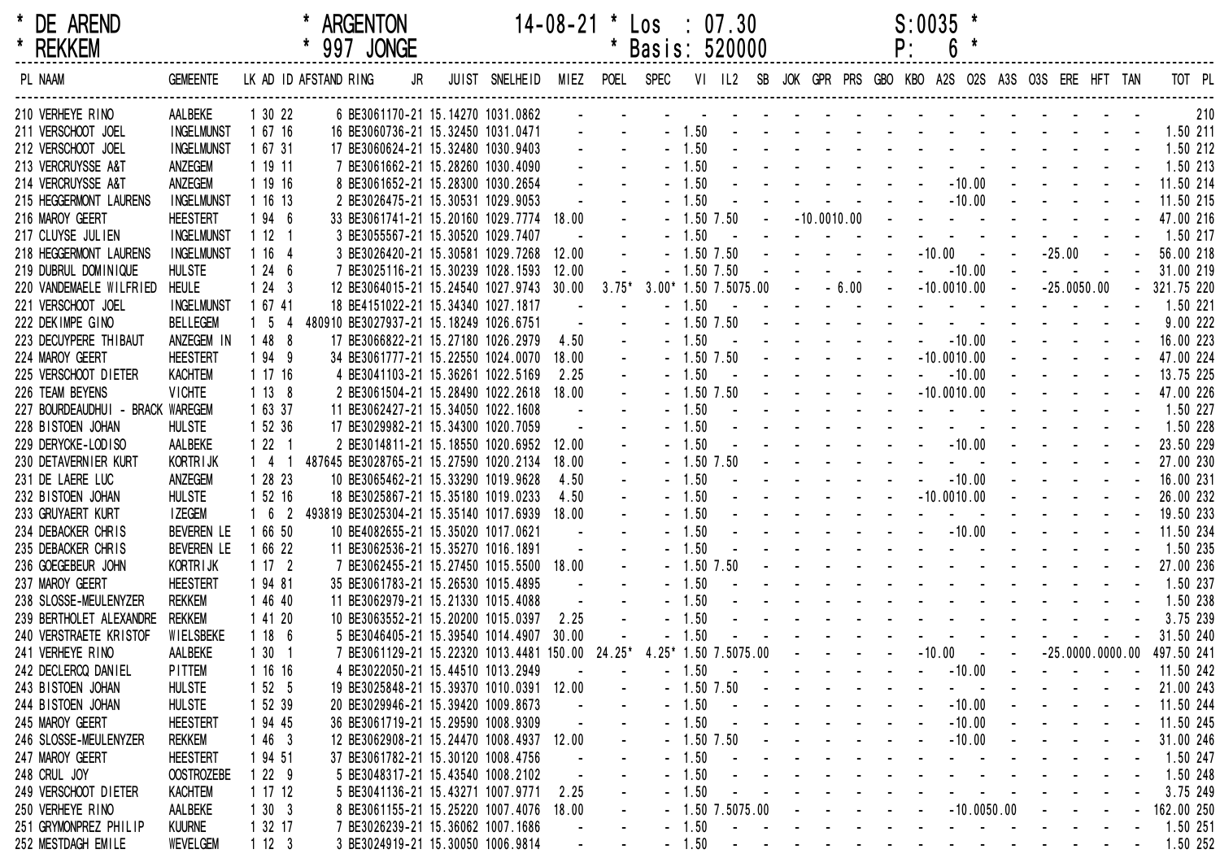\* DE AREND \* ARGENTON 14-08-21 \* Los : 07.30 S:0035 \*
\* REKKEM \* 997 JONGE \* Basis: 520000 P: 6 \*

| PL | NAAM | GEMEENTE | LK | AD | ID | AFSTAND | RING JR | JUIST | SNELHEID | MIEZ | POEL | SPEC | VI | IL2 | SB | JOK | GPR | PRS | GBO | KBO | A2S | O2S | A3S | O3S | ERE | HFT | TAN | TOT | PL |
|---|---|---|---|---|---|---|---|---|---|---|---|---|---|---|---|---|---|---|---|---|---|---|---|---|---|---|---|---|---|
| 210 | VERHEYE RINO | AALBEKE | 1 | 30 | 22 | 6 | BE3061170-21 | 15.14270 | 1031.0862 | - | - | - | - | - | - | - | - | - | - | - | - | - | - | - | - | - | - | | 210 |
| 211 | VERSCHOOT JOEL | INGELMUNST | 1 | 67 | 16 | 16 | BE3060736-21 | 15.32450 | 1031.0471 | - | - | - | 1.50 | - | - | - | - | - | - | - | - | - | - | - | - | - | - | 1.50 | 211 |
| 212 | VERSCHOOT JOEL | INGELMUNST | 1 | 67 | 31 | 17 | BE3060624-21 | 15.32480 | 1030.9403 | - | - | - | 1.50 | - | - | - | - | - | - | - | - | - | - | - | - | - | - | 1.50 | 212 |
| 213 | VERCRUYSSE A&T | ANZEGEM | 1 | 19 | 11 | 7 | BE3061662-21 | 15.28260 | 1030.4090 | - | - | - | 1.50 | - | - | - | - | - | - | - | - | - | - | - | - | - | - | 1.50 | 213 |
| 214 | VERCRUYSSE A&T | ANZEGEM | 1 | 19 | 16 | 8 | BE3061652-21 | 15.28300 | 1030.2654 | - | - | - | 1.50 | - | - | - | - | - | - | - | - | 10.00 | - | - | - | - | - | 11.50 | 214 |
| 215 | HEGGERMONT LAURENS | INGELMUNST | 1 | 16 | 13 | 2 | BE3026475-21 | 15.30531 | 1029.9053 | - | - | - | 1.50 | - | - | - | - | - | - | - | - | 10.00 | - | - | - | - | - | 11.50 | 215 |
| 216 | MAROY GEERT | HEESTERT | 1 | 94 | 6 | 33 | BE3061741-21 | 15.20160 | 1029.7774 | 18.00 | - | - | 1.50 | 7.50 | - | - | 10.00 | 10.00 | - | - | - | - | - | - | - | - | - | 47.00 | 216 |
| 217 | CLUYSE JULIEN | INGELMUNST | 1 | 12 | 1 | 3 | BE3055567-21 | 15.30520 | 1029.7407 | - | - | - | 1.50 | - | - | - | - | - | - | - | - | - | - | - | - | - | - | 1.50 | 217 |
| 218 | HEGGERMONT LAURENS | INGELMUNST | 1 | 16 | 4 | 3 | BE3026420-21 | 15.30581 | 1029.7268 | 12.00 | - | - | 1.50 | 7.50 | - | - | - | - | - | - | 10.00 | - | - | - | 25.00 | - | - | 56.00 | 218 |
| 219 | DUBRUL DOMINIQUE | HULSTE | 1 | 24 | 6 | 7 | BE3025116-21 | 15.30239 | 1028.1593 | 12.00 | - | - | 1.50 | 7.50 | - | - | - | - | - | - | - | 10.00 | - | - | - | - | - | 31.00 | 219 |
| 220 | VANDEMAELE WILFRIED | HEULE | 1 | 24 | 3 | 12 | BE3064015-21 | 15.24540 | 1027.9743 | 30.00 | 3.75* | 3.00* | 1.50 | 7.50 | 75.00 | - | - | 6.00 | - | - | 10.00 | 10.00 | - | - | 25.00 | 50.00 | - | 321.75 | 220 |
| 221 | VERSCHOOT JOEL | INGELMUNST | 1 | 67 | 41 | 18 | BE4151022-21 | 15.34340 | 1027.1817 | - | - | - | 1.50 | - | - | - | - | - | - | - | - | - | - | - | - | - | - | 1.50 | 221 |
| 222 | DEKIMPE GINO | BELLEGEM | 1 | 5 | 4 | 480910 | BE3027937-21 | 15.18249 | 1026.6751 | - | - | - | 1.50 | 7.50 | - | - | - | - | - | - | - | - | - | - | - | - | - | 9.00 | 222 |
| 223 | DECUYPERE THIBAUT | ANZEGEM IN | 1 | 48 | 8 | 17 | BE3066822-21 | 15.27180 | 1026.2979 | 4.50 | - | - | 1.50 | - | - | - | - | - | - | - | - | 10.00 | - | - | - | - | - | 16.00 | 223 |
| 224 | MAROY GEERT | HEESTERT | 1 | 94 | 9 | 34 | BE3061777-21 | 15.22550 | 1024.0070 | 18.00 | - | - | 1.50 | 7.50 | - | - | - | - | - | - | 10.00 | 10.00 | - | - | - | - | - | 47.00 | 224 |
| 225 | VERSCHOOT DIETER | KACHTEM | 1 | 17 | 16 | 4 | BE3041103-21 | 15.36261 | 1022.5169 | 2.25 | - | - | 1.50 | - | - | - | - | - | - | - | - | 10.00 | - | - | - | - | - | 13.75 | 225 |
| 226 | TEAM BEYENS | VICHTE | 1 | 13 | 8 | 2 | BE3061504-21 | 15.28490 | 1022.2618 | 18.00 | - | - | 1.50 | 7.50 | - | - | - | - | - | - | 10.00 | 10.00 | - | - | - | - | - | 47.00 | 226 |
| 227 | BOURDEAUDHUI - BRACK | WAREGEM | 1 | 63 | 37 | 11 | BE3062427-21 | 15.34050 | 1022.1608 | - | - | - | 1.50 | - | - | - | - | - | - | - | - | - | - | - | - | - | - | 1.50 | 227 |
| 228 | BISTOEN JOHAN | HULSTE | 1 | 52 | 36 | 17 | BE3029982-21 | 15.34300 | 1020.7059 | - | - | - | 1.50 | - | - | - | - | - | - | - | - | - | - | - | - | - | - | 1.50 | 228 |
| 229 | DERYCKE-LODISO | AALBEKE | 1 | 22 | 1 | 2 | BE3014811-21 | 15.18550 | 1020.6952 | 12.00 | - | - | 1.50 | - | - | - | - | - | - | - | - | 10.00 | - | - | - | - | - | 23.50 | 229 |
| 230 | DETAVERNIER KURT | KORTRIJK | 1 | 4 | 1 | 487645 | BE3028765-21 | 15.27590 | 1020.2134 | 18.00 | - | - | 1.50 | 7.50 | - | - | - | - | - | - | - | - | - | - | - | - | - | 27.00 | 230 |
| 231 | DE LAERE LUC | ANZEGEM | 1 | 28 | 23 | 10 | BE3065462-21 | 15.33290 | 1019.9628 | 4.50 | - | - | 1.50 | - | - | - | - | - | - | - | - | 10.00 | - | - | - | - | - | 16.00 | 231 |
| 232 | BISTOEN JOHAN | HULSTE | 1 | 52 | 16 | 18 | BE3025867-21 | 15.35180 | 1019.0233 | 4.50 | - | - | 1.50 | - | - | - | - | - | - | - | 10.00 | 10.00 | - | - | - | - | - | 26.00 | 232 |
| 233 | GRUYAERT KURT | IZEGEM | 1 | 6 | 2 | 493819 | BE3025304-21 | 15.35140 | 1017.6939 | 18.00 | - | - | 1.50 | - | - | - | - | - | - | - | - | - | - | - | - | - | - | 19.50 | 233 |
| 234 | DEBACKER CHRIS | BEVEREN LE | 1 | 66 | 50 | 10 | BE4082655-21 | 15.35020 | 1017.0621 | - | - | - | 1.50 | - | - | - | - | - | - | - | - | 10.00 | - | - | - | - | - | 11.50 | 234 |
| 235 | DEBACKER CHRIS | BEVEREN LE | 1 | 66 | 22 | 11 | BE3062536-21 | 15.35270 | 1016.1891 | - | - | - | 1.50 | - | - | - | - | - | - | - | - | - | - | - | - | - | - | 1.50 | 235 |
| 236 | GOEGEBEUR JOHN | KORTRIJK | 1 | 17 | 2 | 7 | BE3062455-21 | 15.27450 | 1015.5500 | 18.00 | - | - | 1.50 | 7.50 | - | - | - | - | - | - | - | - | - | - | - | - | - | 27.00 | 236 |
| 237 | MAROY GEERT | HEESTERT | 1 | 94 | 81 | 35 | BE3061783-21 | 15.26530 | 1015.4895 | - | - | - | 1.50 | - | - | - | - | - | - | - | - | - | - | - | - | - | - | 1.50 | 237 |
| 238 | SLOSSE-MEULENYZER | REKKEM | 1 | 46 | 40 | 11 | BE3062979-21 | 15.21330 | 1015.4088 | - | - | - | 1.50 | - | - | - | - | - | - | - | - | - | - | - | - | - | - | 1.50 | 238 |
| 239 | BERTHOLET ALEXANDRE | REKKEM | 1 | 41 | 20 | 10 | BE3063552-21 | 15.20200 | 1015.0397 | 2.25 | - | - | 1.50 | - | - | - | - | - | - | - | - | - | - | - | - | - | - | 3.75 | 239 |
| 240 | VERSTRAETE KRISTOF | WIELSBEKE | 1 | 18 | 6 | 5 | BE3046405-21 | 15.39540 | 1014.4907 | 30.00 | - | - | 1.50 | - | - | - | - | - | - | - | - | - | - | - | - | - | - | 31.50 | 240 |
| 241 | VERHEYE RINO | AALBEKE | 1 | 30 | 1 | 7 | BE3061129-21 | 15.22320 | 1013.4481 | 150.00 | 24.25* | 4.25* | 1.50 | 7.50 | 75.00 | - | - | - | - | - | 10.00 | - | - | - | 25.00 | 00.00 | 00.00 | 497.50 | 241 |
| 242 | DECLERCQ DANIEL | PITTEM | 1 | 16 | 16 | 4 | BE3022050-21 | 15.44510 | 1013.2949 | - | - | - | 1.50 | - | - | - | - | - | - | - | - | 10.00 | - | - | - | - | - | 11.50 | 242 |
| 243 | BISTOEN JOHAN | HULSTE | 1 | 52 | 5 | 19 | BE3025848-21 | 15.39370 | 1010.0391 | 12.00 | - | - | 1.50 | 7.50 | - | - | - | - | - | - | - | - | - | - | - | - | - | 21.00 | 243 |
| 244 | BISTOEN JOHAN | HULSTE | 1 | 52 | 39 | 20 | BE3029946-21 | 15.39420 | 1009.8673 | - | - | - | 1.50 | - | - | - | - | - | - | - | - | 10.00 | - | - | - | - | - | 11.50 | 244 |
| 245 | MAROY GEERT | HEESTERT | 1 | 94 | 45 | 36 | BE3061719-21 | 15.29590 | 1008.9309 | - | - | - | 1.50 | - | - | - | - | - | - | - | - | 10.00 | - | - | - | - | - | 11.50 | 245 |
| 246 | SLOSSE-MEULENYZER | REKKEM | 1 | 46 | 3 | 12 | BE3062908-21 | 15.24470 | 1008.4937 | 12.00 | - | - | 1.50 | 7.50 | - | - | - | - | - | - | - | 10.00 | - | - | - | - | - | 31.00 | 246 |
| 247 | MAROY GEERT | HEESTERT | 1 | 94 | 51 | 37 | BE3061782-21 | 15.30120 | 1008.4756 | - | - | - | 1.50 | - | - | - | - | - | - | - | - | - | - | - | - | - | - | 1.50 | 247 |
| 248 | CRUL JOY | OOSTROZEBE | 1 | 22 | 9 | 5 | BE3048317-21 | 15.43540 | 1008.2102 | - | - | - | 1.50 | - | - | - | - | - | - | - | - | - | - | - | - | - | - | 1.50 | 248 |
| 249 | VERSCHOOT DIETER | KACHTEM | 1 | 17 | 12 | 5 | BE3041136-21 | 15.43271 | 1007.9771 | 2.25 | - | - | 1.50 | - | - | - | - | - | - | - | - | - | - | - | - | - | - | 3.75 | 249 |
| 250 | VERHEYE RINO | AALBEKE | 1 | 30 | 3 | 8 | BE3061155-21 | 15.25220 | 1007.4076 | 18.00 | - | - | 1.50 | 7.50 | 75.00 | - | - | - | - | - | - | 10.00 | 50.00 | - | - | - | - | 162.00 | 250 |
| 251 | GRYMONPREZ PHILIP | KUURNE | 1 | 32 | 17 | 7 | BE3026239-21 | 15.36062 | 1007.1686 | - | - | - | 1.50 | - | - | - | - | - | - | - | - | - | - | - | - | - | - | 1.50 | 251 |
| 252 | MESTDAGH EMILE | WEVELGEM | 1 | 12 | 3 | 3 | BE3024919-21 | 15.30050 | 1006.9814 | - | - | - | 1.50 | - | - | - | - | - | - | - | - | - | - | - | - | - | - | 1.50 | 252 |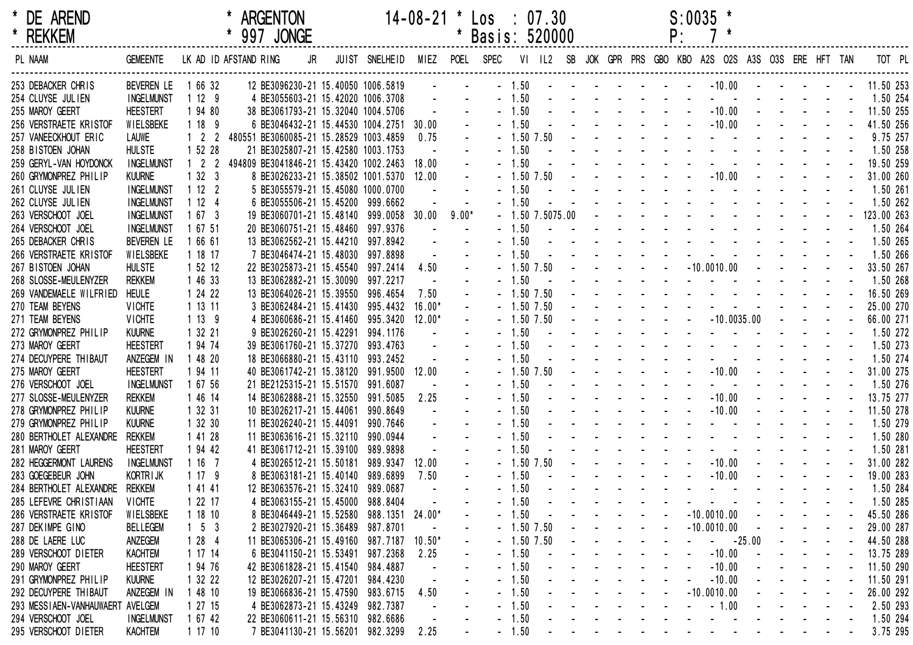\* DE AREND \* ARGENTON 14-08-21 \* Los : 07.30 S:0035 \*
\* REKKEM \* 997 JONGE \* Basis: 520000 P: 7 \*

| PL | NAAM | GEMEENTE | LK | AD | ID | AFSTAND | RING | JR | JUIST | SNELHEID | MIEZ | POEL | SPEC | VI | IL2 | SB | JOK | GPR | PRS | GBO | KBO | A2S | O2S | A3S | O3S | ERE | HFT | TAN | TOT | PL |
|---|---|---|---|---|---|---|---|---|---|---|---|---|---|---|---|---|---|---|---|---|---|---|---|---|---|---|---|---|---|---|
| 253 | DEBACKER CHRIS | BEVEREN LE | 1 | 66 | 32 | 12 | BE3096230-21 | | 15.40050 | 1006.5819 | - | - | - | 1.50 | - | - | - | - | - | - | - | - | 10.00 | - | - | - | - | - | 11.50 | 253 |
| 254 | CLUYSE JULIEN | INGELMUNST | 1 | 12 | 9 | 4 | BE3055603-21 | | 15.42020 | 1006.3708 | - | - | - | 1.50 | - | - | - | - | - | - | - | - | - | - | - | - | - | - | 1.50 | 254 |
| 255 | MAROY GEERT | HEESTERT | 1 | 94 | 80 | 38 | BE3061793-21 | | 15.32040 | 1004.5706 | - | - | - | 1.50 | - | - | - | - | - | - | - | - | 10.00 | - | - | - | - | - | 11.50 | 255 |
| 256 | VERSTRAETE KRISTOF | WIELSBEKE | 1 | 18 | 9 | 6 | BE3046432-21 | | 15.44530 | 1004.2751 | 30.00 | - | - | 1.50 | - | - | - | - | - | - | - | - | 10.00 | - | - | - | - | - | 41.50 | 256 |
| 257 | VANEECKHOUT ERIC | LAUWE | 1 | 2 | 2 | 480551 | BE3060085-21 | | 15.28529 | 1003.4859 | 0.75 | - | - | 1.50 | 7.50 | - | - | - | - | - | - | - | - | - | - | - | - | - | 9.75 | 257 |
| 258 | BISTOEN JOHAN | HULSTE | 1 | 52 | 28 | 21 | BE3025807-21 | | 15.42580 | 1003.1753 | - | - | - | 1.50 | - | - | - | - | - | - | - | - | - | - | - | - | - | - | 1.50 | 258 |
| 259 | GERYL-VAN HOYDONCK | INGELMUNST | 1 | 2 | 2 | 494809 | BE3041846-21 | | 15.43420 | 1002.2463 | 18.00 | - | - | 1.50 | - | - | - | - | - | - | - | - | - | - | - | - | - | - | 19.50 | 259 |
| 260 | GRYMONPREZ PHILIP | KUURNE | 1 | 32 | 3 | 8 | BE3026233-21 | | 15.38502 | 1001.5370 | 12.00 | - | - | 1.50 | 7.50 | - | - | - | - | - | - | - | 10.00 | - | - | - | - | - | 31.00 | 260 |
| 261 | CLUYSE JULIEN | INGELMUNST | 1 | 12 | 2 | 5 | BE3055579-21 | | 15.45080 | 1000.0700 | - | - | - | 1.50 | - | - | - | - | - | - | - | - | - | - | - | - | - | - | 1.50 | 261 |
| 262 | CLUYSE JULIEN | INGELMUNST | 1 | 12 | 4 | 6 | BE3055506-21 | | 15.45200 | 999.6662 | - | - | - | 1.50 | - | - | - | - | - | - | - | - | - | - | - | - | - | - | 1.50 | 262 |
| 263 | VERSCHOOT JOEL | INGELMUNST | 1 | 67 | 3 | 19 | BE3060701-21 | | 15.48140 | 999.0058 | 30.00 | 9.00* | - | 1.50 | 7.50 | 75.00 | - | - | - | - | - | - | - | - | - | - | - | - | 123.00 | 263 |
| 264 | VERSCHOOT JOEL | INGELMUNST | 1 | 67 | 51 | 20 | BE3060751-21 | | 15.48460 | 997.9376 | - | - | - | 1.50 | - | - | - | - | - | - | - | - | - | - | - | - | - | - | 1.50 | 264 |
| 265 | DEBACKER CHRIS | BEVEREN LE | 1 | 66 | 61 | 13 | BE3062562-21 | | 15.44210 | 997.8942 | - | - | - | 1.50 | - | - | - | - | - | - | - | - | - | - | - | - | - | - | 1.50 | 265 |
| 266 | VERSTRAETE KRISTOF | WIELSBEKE | 1 | 18 | 17 | 7 | BE3046474-21 | | 15.48030 | 997.8898 | - | - | - | 1.50 | - | - | - | - | - | - | - | - | - | - | - | - | - | - | 1.50 | 266 |
| 267 | BISTOEN JOHAN | HULSTE | 1 | 52 | 12 | 22 | BE3025873-21 | | 15.45540 | 997.2414 | 4.50 | - | - | 1.50 | 7.50 | - | - | - | - | - | - | 10.00 | 10.00 | - | - | - | - | - | 33.50 | 267 |
| 268 | SLOSSE-MEULENYZER | REKKEM | 1 | 46 | 33 | 13 | BE3062882-21 | | 15.30090 | 997.2217 | - | - | - | 1.50 | - | - | - | - | - | - | - | - | - | - | - | - | - | - | 1.50 | 268 |
| 269 | VANDEMAELE WILFRIED | HEULE | 1 | 24 | 22 | 13 | BE3064026-21 | | 15.39550 | 996.4654 | 7.50 | - | - | 1.50 | 7.50 | - | - | - | - | - | - | - | - | - | - | - | - | - | 16.50 | 269 |
| 270 | TEAM BEYENS | VICHTE | 1 | 13 | 11 | 3 | BE3062484-21 | | 15.41430 | 995.4432 | 16.00* | - | - | 1.50 | 7.50 | - | - | - | - | - | - | - | - | - | - | - | - | - | 25.00 | 270 |
| 271 | TEAM BEYENS | VICHTE | 1 | 13 | 9 | 4 | BE3060686-21 | | 15.41460 | 995.3420 | 12.00* | - | - | 1.50 | 7.50 | - | - | - | - | - | - | - | 10.00 | 35.00 | - | - | - | - | 66.00 | 271 |
| 272 | GRYMONPREZ PHILIP | KUURNE | 1 | 32 | 21 | 9 | BE3026260-21 | | 15.42291 | 994.1176 | - | - | - | 1.50 | - | - | - | - | - | - | - | - | - | - | - | - | - | - | 1.50 | 272 |
| 273 | MAROY GEERT | HEESTERT | 1 | 94 | 74 | 39 | BE3061760-21 | | 15.37270 | 993.4763 | - | - | - | 1.50 | - | - | - | - | - | - | - | - | - | - | - | - | - | - | 1.50 | 273 |
| 274 | DECUYPERE THIBAUT | ANZEGEM IN | 1 | 48 | 20 | 18 | BE3066880-21 | | 15.43110 | 993.2452 | - | - | - | 1.50 | - | - | - | - | - | - | - | - | - | - | - | - | - | - | 1.50 | 274 |
| 275 | MAROY GEERT | HEESTERT | 1 | 94 | 11 | 40 | BE3061742-21 | | 15.38120 | 991.9500 | 12.00 | - | - | 1.50 | 7.50 | - | - | - | - | - | - | - | 10.00 | - | - | - | - | - | 31.00 | 275 |
| 276 | VERSCHOOT JOEL | INGELMUNST | 1 | 67 | 56 | 21 | BE2125315-21 | | 15.51570 | 991.6087 | - | - | - | 1.50 | - | - | - | - | - | - | - | - | - | - | - | - | - | - | 1.50 | 276 |
| 277 | SLOSSE-MEULENYZER | REKKEM | 1 | 46 | 14 | 14 | BE3062888-21 | | 15.32550 | 991.5085 | 2.25 | - | - | 1.50 | - | - | - | - | - | - | - | - | 10.00 | - | - | - | - | - | 13.75 | 277 |
| 278 | GRYMONPREZ PHILIP | KUURNE | 1 | 32 | 31 | 10 | BE3026217-21 | | 15.44061 | 990.8649 | - | - | - | 1.50 | - | - | - | - | - | - | - | - | 10.00 | - | - | - | - | - | 11.50 | 278 |
| 279 | GRYMONPREZ PHILIP | KUURNE | 1 | 32 | 30 | 11 | BE3026240-21 | | 15.44091 | 990.7646 | - | - | - | 1.50 | - | - | - | - | - | - | - | - | - | - | - | - | - | - | 1.50 | 279 |
| 280 | BERTHOLET ALEXANDRE | REKKEM | 1 | 41 | 28 | 11 | BE3063616-21 | | 15.32110 | 990.0944 | - | - | - | 1.50 | - | - | - | - | - | - | - | - | - | - | - | - | - | - | 1.50 | 280 |
| 281 | MAROY GEERT | HEESTERT | 1 | 94 | 42 | 41 | BE3061712-21 | | 15.39100 | 989.9898 | - | - | - | 1.50 | - | - | - | - | - | - | - | - | - | - | - | - | - | - | 1.50 | 281 |
| 282 | HEGGERMONT LAURENS | INGELMUNST | 1 | 16 | 7 | 4 | BE3026512-21 | | 15.50181 | 989.9347 | 12.00 | - | - | 1.50 | 7.50 | - | - | - | - | - | - | - | 10.00 | - | - | - | - | - | 31.00 | 282 |
| 283 | GOEGEBEUR JOHN | KORTRIJK | 1 | 17 | 9 | 8 | BE3063181-21 | | 15.40140 | 989.6899 | 7.50 | - | - | 1.50 | - | - | - | - | - | - | - | - | 10.00 | - | - | - | - | - | 19.00 | 283 |
| 284 | BERTHOLET ALEXANDRE | REKKEM | 1 | 41 | 41 | 12 | BE3063576-21 | | 15.32410 | 989.0687 | - | - | - | 1.50 | - | - | - | - | - | - | - | - | - | - | - | - | - | - | 1.50 | 284 |
| 285 | LEFEVRE CHRISTIAAN | VICHTE | 1 | 22 | 17 | 4 | BE3063155-21 | | 15.45000 | 988.8404 | - | - | - | 1.50 | - | - | - | - | - | - | - | - | - | - | - | - | - | - | 1.50 | 285 |
| 286 | VERSTRAETE KRISTOF | WIELSBEKE | 1 | 18 | 10 | 8 | BE3046449-21 | | 15.52580 | 988.1351 | 24.00* | - | - | 1.50 | - | - | - | - | - | - | - | 10.00 | 10.00 | - | - | - | - | - | 45.50 | 286 |
| 287 | DEKIMPE GINO | BELLEGEM | 1 | 5 | 3 | 2 | BE3027920-21 | | 15.36489 | 987.8701 | - | - | - | 1.50 | 7.50 | - | - | - | - | - | - | 10.00 | 10.00 | - | - | - | - | - | 29.00 | 287 |
| 288 | DE LAERE LUC | ANZEGEM | 1 | 28 | 4 | 11 | BE3065306-21 | | 15.49160 | 987.7187 | 10.50* | - | - | 1.50 | 7.50 | - | - | - | - | - | - | - | - | 25.00 | - | - | - | - | 44.50 | 288 |
| 289 | VERSCHOOT DIETER | KACHTEM | 1 | 17 | 14 | 6 | BE3041150-21 | | 15.53491 | 987.2368 | 2.25 | - | - | 1.50 | - | - | - | - | - | - | - | - | 10.00 | - | - | - | - | - | 13.75 | 289 |
| 290 | MAROY GEERT | HEESTERT | 1 | 94 | 76 | 42 | BE3061828-21 | | 15.41540 | 984.4887 | - | - | - | 1.50 | - | - | - | - | - | - | - | - | 10.00 | - | - | - | - | - | 11.50 | 290 |
| 291 | GRYMONPREZ PHILIP | KUURNE | 1 | 32 | 22 | 12 | BE3026207-21 | | 15.47201 | 984.4230 | - | - | - | 1.50 | - | - | - | - | - | - | - | - | 10.00 | - | - | - | - | - | 11.50 | 291 |
| 292 | DECUYPERE THIBAUT | ANZEGEM IN | 1 | 48 | 10 | 19 | BE3066836-21 | | 15.47590 | 983.6715 | 4.50 | - | - | 1.50 | - | - | - | - | - | - | - | 10.00 | 10.00 | - | - | - | - | - | 26.00 | 292 |
| 293 | MESSIAEN-VANHAUWAERT | AVELGEM | 1 | 27 | 15 | 4 | BE3062873-21 | | 15.43249 | 982.7387 | - | - | - | 1.50 | - | - | - | - | - | - | - | - | 1.00 | - | - | - | - | - | 2.50 | 293 |
| 294 | VERSCHOOT JOEL | INGELMUNST | 1 | 67 | 42 | 22 | BE3060611-21 | | 15.56310 | 982.6686 | - | - | - | 1.50 | - | - | - | - | - | - | - | - | - | - | - | - | - | - | 1.50 | 294 |
| 295 | VERSCHOOT DIETER | KACHTEM | 1 | 17 | 10 | 7 | BE3041130-21 | | 15.56201 | 982.3299 | 2.25 | - | - | 1.50 | - | - | - | - | - | - | - | - | - | - | - | - | - | - | 3.75 | 295 |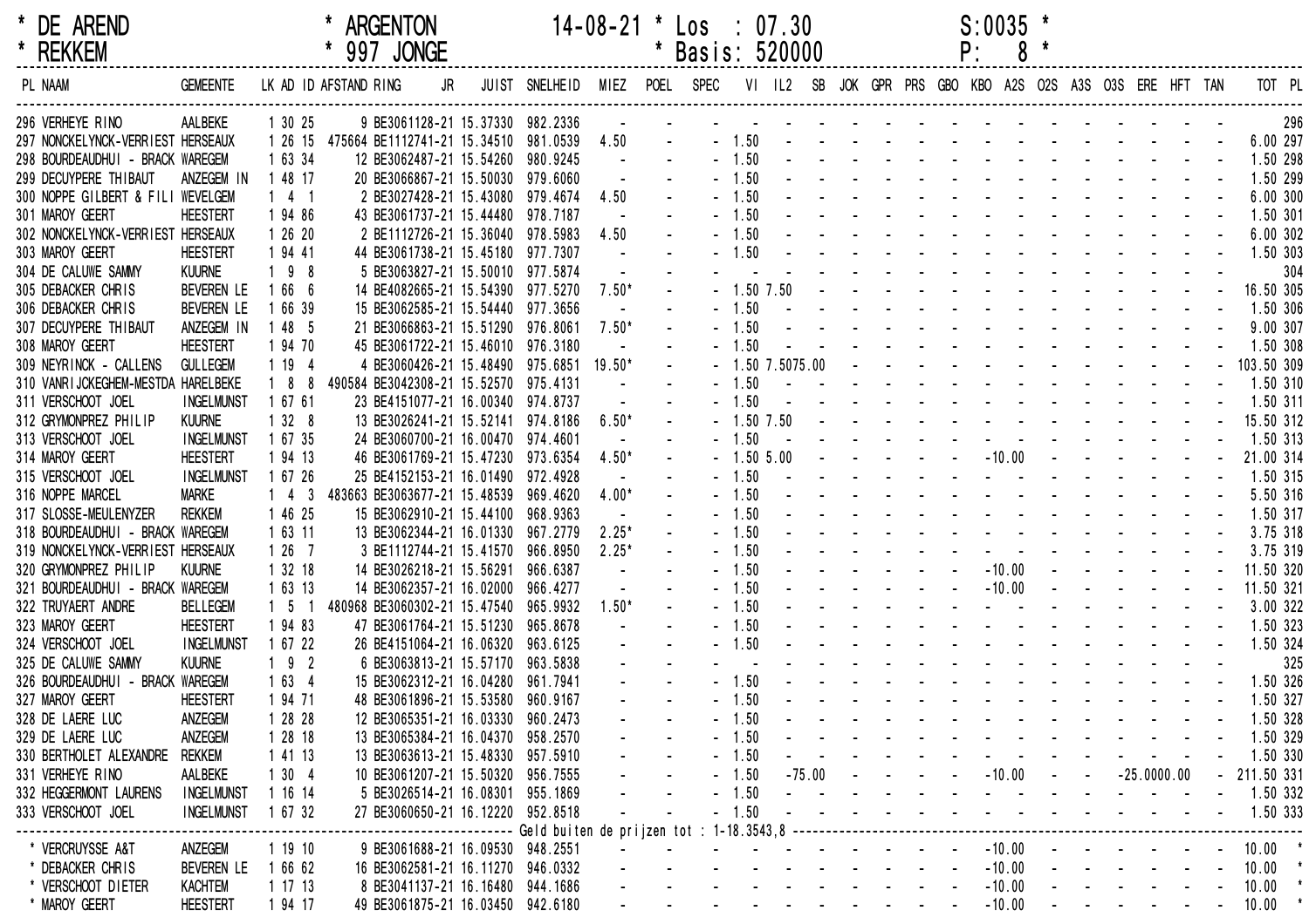\* DE AREND \* ARGENTON 14-08-21 \* Los : 07.30 S:0035 \*
\* REKKEM \* 997 JONGE \* Basis: 520000 P: 8 \*

| PL | NAAM | GEMEENTE | LK | AD | ID | AFSTAND | RING JR | JUIST | SNELHEID | MIEZ | POEL | SPEC | VI | IL2 | SB | JOK | GPR | PRS | GBO | KBO | A2S | O2S | A3S | O3S | ERE | HFT | TAN | TOT | PL |
|---|---|---|---|---|---|---|---|---|---|---|---|---|---|---|---|---|---|---|---|---|---|---|---|---|---|---|---|---|---|
| 296 | VERHEYE RINO | AALBEKE | 1 | 30 | 25 | 9 | BE3061128-21 | 15.37330 | 982.2336 | - | - | - | - | - | - | - | - | - | - | - | - | - | - | - | - | - | - | | 296 |
| 297 | NONCKELYNCK-VERRIEST | HERSEAUX | 1 | 26 | 15 | 475664 | BE1112741-21 | 15.34510 | 981.0539 | 4.50 | - | - | 1.50 | - | - | - | - | - | - | - | - | - | - | - | - | - | - | 6.00 | 297 |
| 298 | BOURDEAUDHUI - BRACK | WAREGEM | 1 | 63 | 34 | 12 | BE3062487-21 | 15.54260 | 980.9245 | - | - | - | 1.50 | - | - | - | - | - | - | - | - | - | - | - | - | - | - | 1.50 | 298 |
| 299 | DECUYPERE THIBAUT | ANZEGEM IN | 1 | 48 | 17 | 20 | BE3066867-21 | 15.50030 | 979.6060 | - | - | - | 1.50 | - | - | - | - | - | - | - | - | - | - | - | - | - | - | 1.50 | 299 |
| 300 | NOPPE GILBERT & FILI | WEVELGEM | 1 | 4 | 1 | 2 | BE3027428-21 | 15.43080 | 979.4674 | 4.50 | - | - | 1.50 | - | - | - | - | - | - | - | - | - | - | - | - | - | - | 6.00 | 300 |
| 301 | MAROY GEERT | HEESTERT | 1 | 94 | 86 | 43 | BE3061737-21 | 15.44480 | 978.7187 | - | - | - | 1.50 | - | - | - | - | - | - | - | - | - | - | - | - | - | - | 1.50 | 301 |
| 302 | NONCKELYNCK-VERRIEST | HERSEAUX | 1 | 26 | 20 | 2 | BE1112726-21 | 15.36040 | 978.5983 | 4.50 | - | - | 1.50 | - | - | - | - | - | - | - | - | - | - | - | - | - | - | 6.00 | 302 |
| 303 | MAROY GEERT | HEESTERT | 1 | 94 | 41 | 44 | BE3061738-21 | 15.45180 | 977.7307 | - | - | - | 1.50 | - | - | - | - | - | - | - | - | - | - | - | - | - | - | 1.50 | 303 |
| 304 | DE CALUWE SAMMY | KUURNE | 1 | 9 | 8 | 5 | BE3063827-21 | 15.50010 | 977.5874 | - | - | - | - | - | - | - | - | - | - | - | - | - | - | - | - | - | - | | 304 |
| 305 | DEBACKER CHRIS | BEVEREN LE | 1 | 66 | 6 | 14 | BE4082665-21 | 15.54390 | 977.5270 | 7.50* | - | - | 1.50 | 7.50 | - | - | - | - | - | - | - | - | - | - | - | - | - | 16.50 | 305 |
| 306 | DEBACKER CHRIS | BEVEREN LE | 1 | 66 | 39 | 15 | BE3062585-21 | 15.54440 | 977.3656 | - | - | - | 1.50 | - | - | - | - | - | - | - | - | - | - | - | - | - | - | 1.50 | 306 |
| 307 | DECUYPERE THIBAUT | ANZEGEM IN | 1 | 48 | 5 | 21 | BE3066863-21 | 15.51290 | 976.8061 | 7.50* | - | - | 1.50 | - | - | - | - | - | - | - | - | - | - | - | - | - | - | 9.00 | 307 |
| 308 | MAROY GEERT | HEESTERT | 1 | 94 | 70 | 45 | BE3061722-21 | 15.46010 | 976.3180 | - | - | - | 1.50 | - | - | - | - | - | - | - | - | - | - | - | - | - | - | 1.50 | 308 |
| 309 | NEYRINCK - CALLENS | GULLEGEM | 1 | 19 | 4 | 4 | BE3060426-21 | 15.48490 | 975.6851 | 19.50* | - | - | 1.50 | 7.50 | 75.00 | - | - | - | - | - | - | - | - | - | - | - | - | 103.50 | 309 |
| 310 | VANRIJCKEGHEM-MESTDA | HARELBEKE | 1 | 8 | 8 | 490584 | BE3042308-21 | 15.52570 | 975.4131 | - | - | - | 1.50 | - | - | - | - | - | - | - | - | - | - | - | - | - | - | 1.50 | 310 |
| 311 | VERSCHOOT JOEL | INGELMUNST | 1 | 67 | 61 | 23 | BE4151077-21 | 16.00340 | 974.8737 | - | - | - | 1.50 | - | - | - | - | - | - | - | - | - | - | - | - | - | - | 1.50 | 311 |
| 312 | GRYMONPREZ PHILIP | KUURNE | 1 | 32 | 8 | 13 | BE3026241-21 | 15.52141 | 974.8186 | 6.50* | - | - | 1.50 | 7.50 | - | - | - | - | - | - | - | - | - | - | - | - | - | 15.50 | 312 |
| 313 | VERSCHOOT JOEL | INGELMUNST | 1 | 67 | 35 | 24 | BE3060700-21 | 16.00470 | 974.4601 | - | - | - | 1.50 | - | - | - | - | - | - | - | - | - | - | - | - | - | - | 1.50 | 313 |
| 314 | MAROY GEERT | HEESTERT | 1 | 94 | 13 | 46 | BE3061769-21 | 15.47230 | 973.6354 | 4.50* | - | - | 1.50 | 5.00 | - | - | - | - | - | - | 10.00 | - | - | - | - | - | - | 21.00 | 314 |
| 315 | VERSCHOOT JOEL | INGELMUNST | 1 | 67 | 26 | 25 | BE4152153-21 | 16.01490 | 972.4928 | - | - | - | 1.50 | - | - | - | - | - | - | - | - | - | - | - | - | - | - | 1.50 | 315 |
| 316 | NOPPE MARCEL | MARKE | 1 | 4 | 3 | 483663 | BE3063677-21 | 15.48539 | 969.4620 | 4.00* | - | - | 1.50 | - | - | - | - | - | - | - | - | - | - | - | - | - | - | 5.50 | 316 |
| 317 | SLOSSE-MEULENYZER | REKKEM | 1 | 46 | 25 | 15 | BE3062910-21 | 15.44100 | 968.9363 | - | - | - | 1.50 | - | - | - | - | - | - | - | - | - | - | - | - | - | - | 1.50 | 317 |
| 318 | BOURDEAUDHUI - BRACK | WAREGEM | 1 | 63 | 11 | 13 | BE3062344-21 | 16.01330 | 967.2779 | 2.25* | - | - | 1.50 | - | - | - | - | - | - | - | - | - | - | - | - | - | - | 3.75 | 318 |
| 319 | NONCKELYNCK-VERRIEST | HERSEAUX | 1 | 26 | 7 | 3 | BE1112744-21 | 15.41570 | 966.8950 | 2.25* | - | - | 1.50 | - | - | - | - | - | - | - | - | - | - | - | - | - | - | 3.75 | 319 |
| 320 | GRYMONPREZ PHILIP | KUURNE | 1 | 32 | 18 | 14 | BE3026218-21 | 15.56291 | 966.6387 | - | - | - | 1.50 | - | - | - | - | - | - | - | 10.00 | - | - | - | - | - | - | 11.50 | 320 |
| 321 | BOURDEAUDHUI - BRACK | WAREGEM | 1 | 63 | 13 | 14 | BE3062357-21 | 16.02000 | 966.4277 | - | - | - | 1.50 | - | - | - | - | - | - | - | 10.00 | - | - | - | - | - | - | 11.50 | 321 |
| 322 | TRUYAERT ANDRE | BELLEGEM | 1 | 5 | 1 | 480968 | BE3060302-21 | 15.47540 | 965.9932 | 1.50* | - | - | 1.50 | - | - | - | - | - | - | - | - | - | - | - | - | - | - | 3.00 | 322 |
| 323 | MAROY GEERT | HEESTERT | 1 | 94 | 83 | 47 | BE3061764-21 | 15.51230 | 965.8678 | - | - | - | 1.50 | - | - | - | - | - | - | - | - | - | - | - | - | - | - | 1.50 | 323 |
| 324 | VERSCHOOT JOEL | INGELMUNST | 1 | 67 | 22 | 26 | BE4151064-21 | 16.06320 | 963.6125 | - | - | - | 1.50 | - | - | - | - | - | - | - | - | - | - | - | - | - | - | 1.50 | 324 |
| 325 | DE CALUWE SAMMY | KUURNE | 1 | 9 | 2 | 6 | BE3063813-21 | 15.57170 | 963.5838 | - | - | - | - | - | - | - | - | - | - | - | - | - | - | - | - | - | - | | 325 |
| 326 | BOURDEAUDHUI - BRACK | WAREGEM | 1 | 63 | 4 | 15 | BE3062312-21 | 16.04280 | 961.7941 | - | - | - | 1.50 | - | - | - | - | - | - | - | - | - | - | - | - | - | - | 1.50 | 326 |
| 327 | MAROY GEERT | HEESTERT | 1 | 94 | 71 | 48 | BE3061896-21 | 15.53580 | 960.9167 | - | - | - | 1.50 | - | - | - | - | - | - | - | - | - | - | - | - | - | - | 1.50 | 327 |
| 328 | DE LAERE LUC | ANZEGEM | 1 | 28 | 28 | 12 | BE3065351-21 | 16.03330 | 960.2473 | - | - | - | 1.50 | - | - | - | - | - | - | - | - | - | - | - | - | - | - | 1.50 | 328 |
| 329 | DE LAERE LUC | ANZEGEM | 1 | 28 | 18 | 13 | BE3065384-21 | 16.04370 | 958.2570 | - | - | - | 1.50 | - | - | - | - | - | - | - | - | - | - | - | - | - | - | 1.50 | 329 |
| 330 | BERTHOLET ALEXANDRE | REKKEM | 1 | 41 | 13 | 13 | BE3063613-21 | 15.48330 | 957.5910 | - | - | - | 1.50 | - | - | - | - | - | - | - | - | - | - | - | - | - | - | 1.50 | 330 |
| 331 | VERHEYE RINO | AALBEKE | 1 | 30 | 4 | 10 | BE3061207-21 | 15.50320 | 956.7555 | - | - | - | 1.50 | - | 75.00 | - | - | - | - | - | 10.00 | - | - | 25.00 | 00.00 | | - | 211.50 | 331 |
| 332 | HEGGERMONT LAURENS | INGELMUNST | 1 | 16 | 14 | 5 | BE3026514-21 | 16.08301 | 955.1869 | - | - | - | 1.50 | - | - | - | - | - | - | - | - | - | - | - | - | - | - | 1.50 | 332 |
| 333 | VERSCHOOT JOEL | INGELMUNST | 1 | 67 | 32 | 27 | BE3060650-21 | 16.12220 | 952.8518 | - | - | - | 1.50 | - | - | - | - | - | - | - | - | - | - | - | - | - | - | 1.50 | 333 |
| Geld buiten de prijzen tot : 1-18.3543,8 | | | | | | | | | | | | | | | | | | | | | | | | | | | | | |
| * | VERCRUYSSE A&T | ANZEGEM | 1 | 19 | 10 | 9 | BE3061688-21 | 16.09530 | 948.2551 | - | - | - | - | - | - | - | - | - | - | - | 10.00 | - | - | - | - | - | - | 10.00 | * |
| * | DEBACKER CHRIS | BEVEREN LE | 1 | 66 | 62 | 16 | BE3062581-21 | 16.11270 | 946.0332 | - | - | - | - | - | - | - | - | - | - | - | 10.00 | - | - | - | - | - | - | 10.00 | * |
| * | VERSCHOOT DIETER | KACHTEM | 1 | 17 | 13 | 8 | BE3041137-21 | 16.16480 | 944.1686 | - | - | - | - | - | - | - | - | - | - | - | 10.00 | - | - | - | - | - | - | 10.00 | * |
| * | MAROY GEERT | HEESTERT | 1 | 94 | 17 | 49 | BE3061875-21 | 16.03450 | 942.6180 | - | - | - | - | - | - | - | - | - | - | - | 10.00 | - | - | - | - | - | - | 10.00 | * |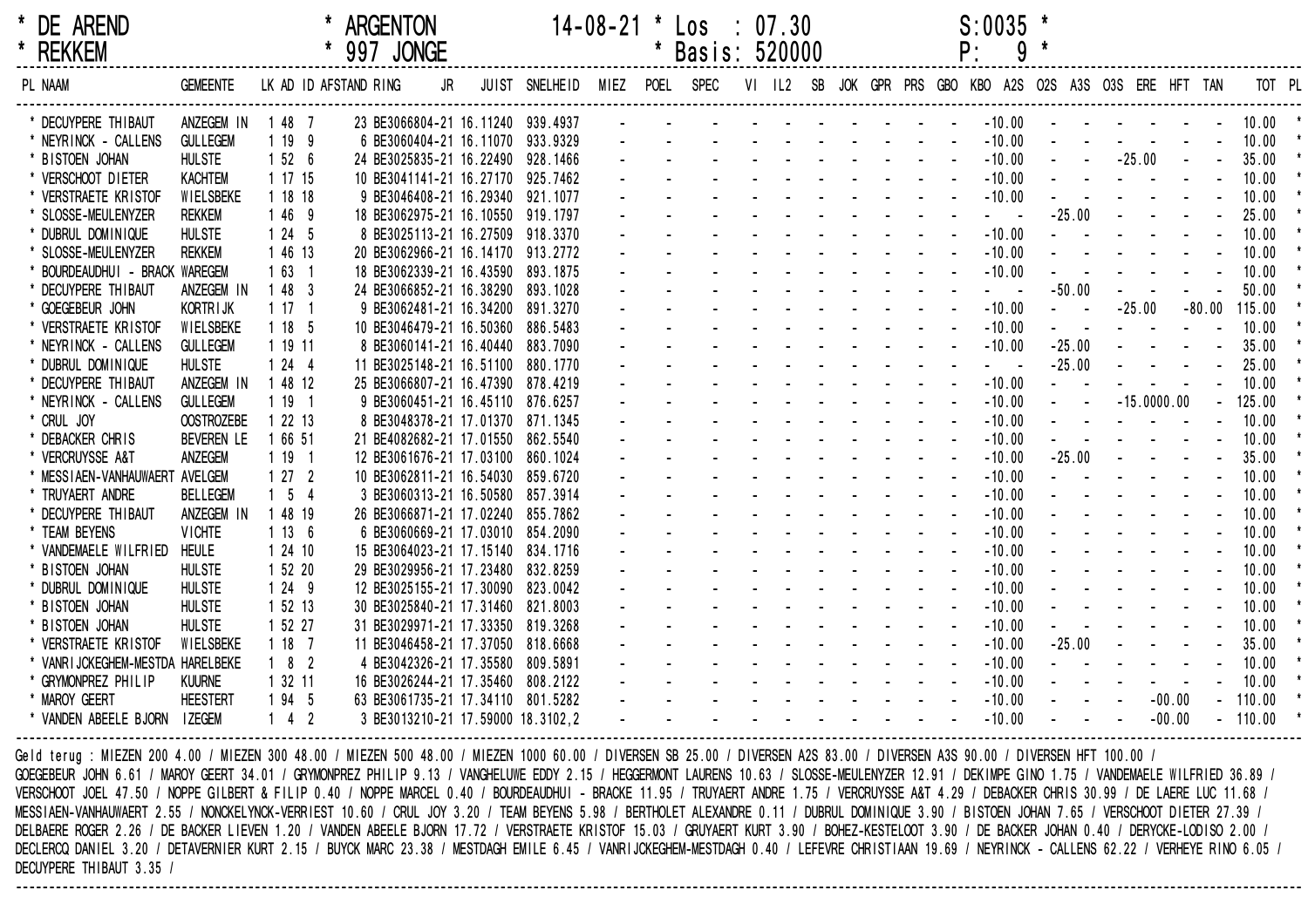```
* DE AREND              * ARGENTON          14-08-21 * Los   : 07.30          S:0035 *
* REKKEM                * 997 JONGE                  * Basis: 520000          P:   9 *
```

| PL | NAAM | GEMEENTE | LK | AD | ID | AFSTAND | RING | JR | JUIST | SNELHEID | MIEZ | POEL | SPEC | VI | IL2 | SB | JOK | GPR | PRS | GBO | KBO | A2S | O2S | A3S | O3S | ERE | HFT | TAN | TOT | PL |
|---|---|---|---|---|---|---|---|---|---|---|---|---|---|---|---|---|---|---|---|---|---|---|---|---|---|---|---|---|---|---|
| * | DECUYPERE THIBAUT | ANZEGEM IN | 1 | 48 | 7 | 23 | BE3066804-21 | | 16.11240 | 939.4937 | - | - | - | - | - | - | - | - | - | - | - | -10.00 | - | - | - | - | - | - | 10.00 | * |
| * | NEYRINCK - CALLENS | GULLEGEM | 1 | 19 | 9 | 6 | BE3060404-21 | | 16.11070 | 933.9329 | - | - | - | - | - | - | - | - | - | - | - | -10.00 | - | - | - | - | - | - | 10.00 | * |
| * | BISTOEN JOHAN | HULSTE | 1 | 52 | 6 | 24 | BE3025835-21 | | 16.22490 | 928.1466 | - | - | - | - | - | - | - | - | - | - | - | -10.00 | - | - | - | -25.00 | - | - | 35.00 | * |
| * | VERSCHOOT DIETER | KACHTEM | 1 | 17 | 15 | 10 | BE3041141-21 | | 16.27170 | 925.7462 | - | - | - | - | - | - | - | - | - | - | - | -10.00 | - | - | - | - | - | - | 10.00 | * |
| * | VERSTRAETE KRISTOF | WIELSBEKE | 1 | 18 | 18 | 9 | BE3046408-21 | | 16.29340 | 921.1077 | - | - | - | - | - | - | - | - | - | - | - | -10.00 | - | - | - | - | - | - | 10.00 | * |
| * | SLOSSE-MEULENYZER | REKKEM | 1 | 46 | 9 | 18 | BE3062975-21 | | 16.10550 | 919.1797 | - | - | - | - | - | - | - | - | - | - | - | - | - | -25.00 | - | - | - | - | 25.00 | * |
| * | DUBRUL DOMINIQUE | HULSTE | 1 | 24 | 5 | 8 | BE3025113-21 | | 16.27509 | 918.3370 | - | - | - | - | - | - | - | - | - | - | - | -10.00 | - | - | - | - | - | - | 10.00 | * |
| * | SLOSSE-MEULENYZER | REKKEM | 1 | 46 | 13 | 20 | BE3062966-21 | | 16.14170 | 913.2772 | - | - | - | - | - | - | - | - | - | - | - | -10.00 | - | - | - | - | - | - | 10.00 | * |
| * | BOURDEAUDHUI - BRACK | WAREGEM | 1 | 63 | 1 | 18 | BE3062339-21 | | 16.43590 | 893.1875 | - | - | - | - | - | - | - | - | - | - | - | -10.00 | - | - | - | - | - | - | 10.00 | * |
| * | DECUYPERE THIBAUT | ANZEGEM IN | 1 | 48 | 3 | 24 | BE3066852-21 | | 16.38290 | 893.1028 | - | - | - | - | - | - | - | - | - | - | - | - | - | -50.00 | - | - | - | - | 50.00 | * |
| * | GOEGEBEUR JOHN | KORTRIJK | 1 | 17 | 1 | 9 | BE3062481-21 | | 16.34200 | 891.3270 | - | - | - | - | - | - | - | - | - | - | - | -10.00 | - | - | - | -25.00 | - | -80.00 | 115.00 | * |
| * | VERSTRAETE KRISTOF | WIELSBEKE | 1 | 18 | 5 | 10 | BE3046479-21 | | 16.50360 | 886.5483 | - | - | - | - | - | - | - | - | - | - | - | -10.00 | - | - | - | - | - | - | 10.00 | * |
| * | NEYRINCK - CALLENS | GULLEGEM | 1 | 19 | 11 | 8 | BE3060141-21 | | 16.40440 | 883.7090 | - | - | - | - | - | - | - | - | - | - | - | -10.00 | - | -25.00 | - | - | - | - | 35.00 | * |
| * | DUBRUL DOMINIQUE | HULSTE | 1 | 24 | 4 | 11 | BE3025148-21 | | 16.51100 | 880.1770 | - | - | - | - | - | - | - | - | - | - | - | - | - | -25.00 | - | - | - | - | 25.00 | * |
| * | DECUYPERE THIBAUT | ANZEGEM IN | 1 | 48 | 12 | 25 | BE3066807-21 | | 16.47390 | 878.4219 | - | - | - | - | - | - | - | - | - | - | - | -10.00 | - | - | - | - | - | - | 10.00 | * |
| * | NEYRINCK - CALLENS | GULLEGEM | 1 | 19 | 1 | 9 | BE3060451-21 | | 16.45110 | 876.6257 | - | - | - | - | - | - | - | - | - | - | - | -10.00 | - | - | - | -15.00 | 00.00 | - | 125.00 | * |
| * | CRUL JOY | OOSTROZEBE | 1 | 22 | 13 | 8 | BE3048378-21 | | 17.01370 | 871.1345 | - | - | - | - | - | - | - | - | - | - | - | -10.00 | - | - | - | - | - | - | 10.00 | * |
| * | DEBACKER CHRIS | BEVEREN LE | 1 | 66 | 51 | 21 | BE4082682-21 | | 17.01550 | 862.5540 | - | - | - | - | - | - | - | - | - | - | - | -10.00 | - | - | - | - | - | - | 10.00 | * |
| * | VERCRUYSSE A&T | ANZEGEM | 1 | 19 | 1 | 12 | BE3061676-21 | | 17.03100 | 860.1024 | - | - | - | - | - | - | - | - | - | - | - | -10.00 | - | -25.00 | - | - | - | - | 35.00 | * |
| * | MESSIAEN-VANHAUWAERT | AVELGEM | 1 | 27 | 2 | 10 | BE3062811-21 | | 16.54030 | 859.6720 | - | - | - | - | - | - | - | - | - | - | - | -10.00 | - | - | - | - | - | - | 10.00 | * |
| * | TRUYAERT ANDRE | BELLEGEM | 1 | 5 | 4 | 3 | BE3060313-21 | | 16.50580 | 857.3914 | - | - | - | - | - | - | - | - | - | - | - | -10.00 | - | - | - | - | - | - | 10.00 | * |
| * | DECUYPERE THIBAUT | ANZEGEM IN | 1 | 48 | 19 | 26 | BE3066871-21 | | 17.02240 | 855.7862 | - | - | - | - | - | - | - | - | - | - | - | -10.00 | - | - | - | - | - | - | 10.00 | * |
| * | TEAM BEYENS | VICHTE | 1 | 13 | 6 | 6 | BE3060669-21 | | 17.03010 | 854.2090 | - | - | - | - | - | - | - | - | - | - | - | -10.00 | - | - | - | - | - | - | 10.00 | * |
| * | VANDEMAELE WILFRIED | HEULE | 1 | 24 | 10 | 15 | BE3064023-21 | | 17.15140 | 834.1716 | - | - | - | - | - | - | - | - | - | - | - | -10.00 | - | - | - | - | - | - | 10.00 | * |
| * | BISTOEN JOHAN | HULSTE | 1 | 52 | 20 | 29 | BE3029956-21 | | 17.23480 | 832.8259 | - | - | - | - | - | - | - | - | - | - | - | -10.00 | - | - | - | - | - | - | 10.00 | * |
| * | DUBRUL DOMINIQUE | HULSTE | 1 | 24 | 9 | 12 | BE3025155-21 | | 17.30090 | 823.0042 | - | - | - | - | - | - | - | - | - | - | - | -10.00 | - | - | - | - | - | - | 10.00 | * |
| * | BISTOEN JOHAN | HULSTE | 1 | 52 | 13 | 30 | BE3025840-21 | | 17.31460 | 821.8003 | - | - | - | - | - | - | - | - | - | - | - | -10.00 | - | - | - | - | - | - | 10.00 | * |
| * | BISTOEN JOHAN | HULSTE | 1 | 52 | 27 | 31 | BE3029971-21 | | 17.33350 | 819.3268 | - | - | - | - | - | - | - | - | - | - | - | -10.00 | - | - | - | - | - | - | 10.00 | * |
| * | VERSTRAETE KRISTOF | WIELSBEKE | 1 | 18 | 7 | 11 | BE3046458-21 | | 17.37050 | 818.6668 | - | - | - | - | - | - | - | - | - | - | - | -10.00 | - | -25.00 | - | - | - | - | 35.00 | * |
| * | VANRIJCKEGHEM-MESTDA | HARELBEKE | 1 | 8 | 2 | 4 | BE3042326-21 | | 17.35580 | 809.5891 | - | - | - | - | - | - | - | - | - | - | - | -10.00 | - | - | - | - | - | - | 10.00 | * |
| * | GRYMONPREZ PHILIP | KUURNE | 1 | 32 | 11 | 16 | BE3026244-21 | | 17.35460 | 808.2122 | - | - | - | - | - | - | - | - | - | - | - | -10.00 | - | - | - | - | - | - | 10.00 | * |
| * | MAROY GEERT | HEESTERT | 1 | 94 | 5 | 63 | BE3061735-21 | | 17.34110 | 801.5282 | - | - | - | - | - | - | - | - | - | - | - | -10.00 | - | - | - | - | -00.00 | - | 110.00 | * |
| * | VANDEN ABEELE BJORN | IZEGEM | 1 | 4 | 2 | 3 | BE3013210-21 | | 17.59000 | 18.3102,2 | - | - | - | - | - | - | - | - | - | - | - | -10.00 | - | - | - | - | -00.00 | - | 110.00 | * |

Geld terug : MIEZEN 200 4.00 / MIEZEN 300 48.00 / MIEZEN 500 48.00 / MIEZEN 1000 60.00 / DIVERSEN SB 25.00 / DIVERSEN A2S 83.00 / DIVERSEN A3S 90.00 / DIVERSEN HFT 100.00 /
GOEGEBEUR JOHN 6.61 / MAROY GEERT 34.01 / GRYMONPREZ PHILIP 9.13 / VANGHELUWE EDDY 2.15 / HEGGERMONT LAURENS 10.63 / SLOSSE-MEULENYZER 12.91 / DEKIMPE GINO 1.75 / VANDEMAELE WILFRIED 36.89 /
VERSCHOOT JOEL 47.50 / NOPPE GILBERT & FILIP 0.40 / NOPPE MARCEL 0.40 / BOURDEAUDHUI - BRACKE 11.95 / TRUYAERT ANDRE 1.75 / VERCRUYSSE A&T 4.29 / DEBACKER CHRIS 30.99 / DE LAERE LUC 11.68 /
MESSIAEN-VANHAUWAERT 2.55 / NONCKELYNCK-VERRIEST 10.60 / CRUL JOY 3.20 / TEAM BEYENS 5.98 / BERTHOLET ALEXANDRE 0.11 / DUBRUL DOMINIQUE 3.90 / BISTOEN JOHAN 7.65 / VERSCHOOT DIETER 27.39 /
DELBAERE ROGER 2.26 / DE BACKER LIEVEN 1.20 / VANDEN ABEELE BJORN 17.72 / VERSTRAETE KRISTOF 15.03 / GRUYAERT KURT 3.90 / BOHEZ-KESTELOOT 3.90 / DE BACKER JOHAN 0.40 / DERYCKE-LODISO 2.00 /
DECLERCQ DANIEL 3.20 / DETAVERNIER KURT 2.15 / BUYCK MARC 23.38 / MESTDAGH EMILE 6.45 / VANRIJCKEGHEM-MESTDAGH 0.40 / LEFEVRE CHRISTIAAN 19.69 / NEYRINCK - CALLENS 62.22 / VERHEYE RINO 6.05 /
DECUYPERE THIBAUT 3.35 /